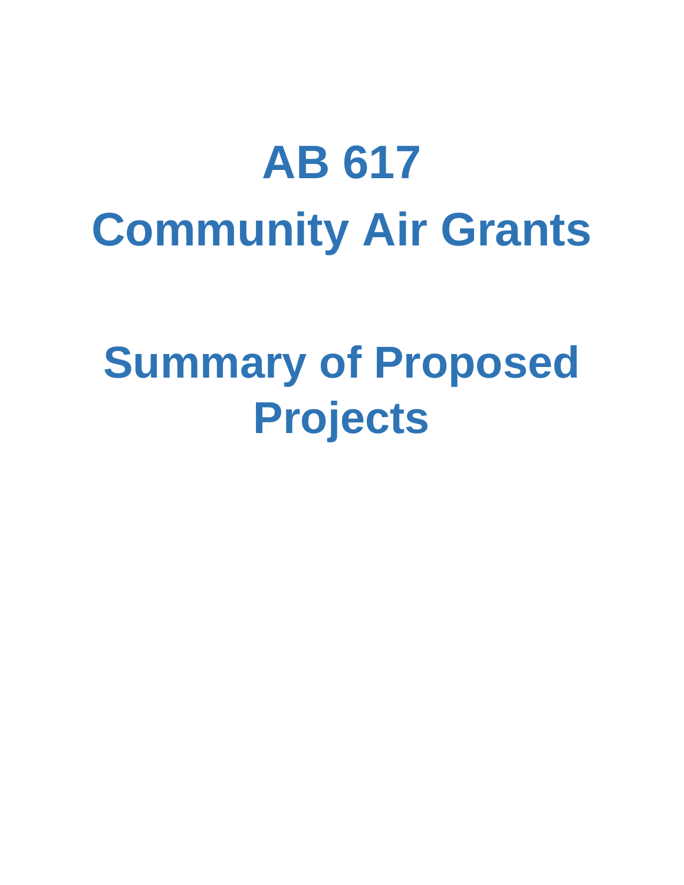# AB 617

# Community Air Grants

# Summary of Proposed Projects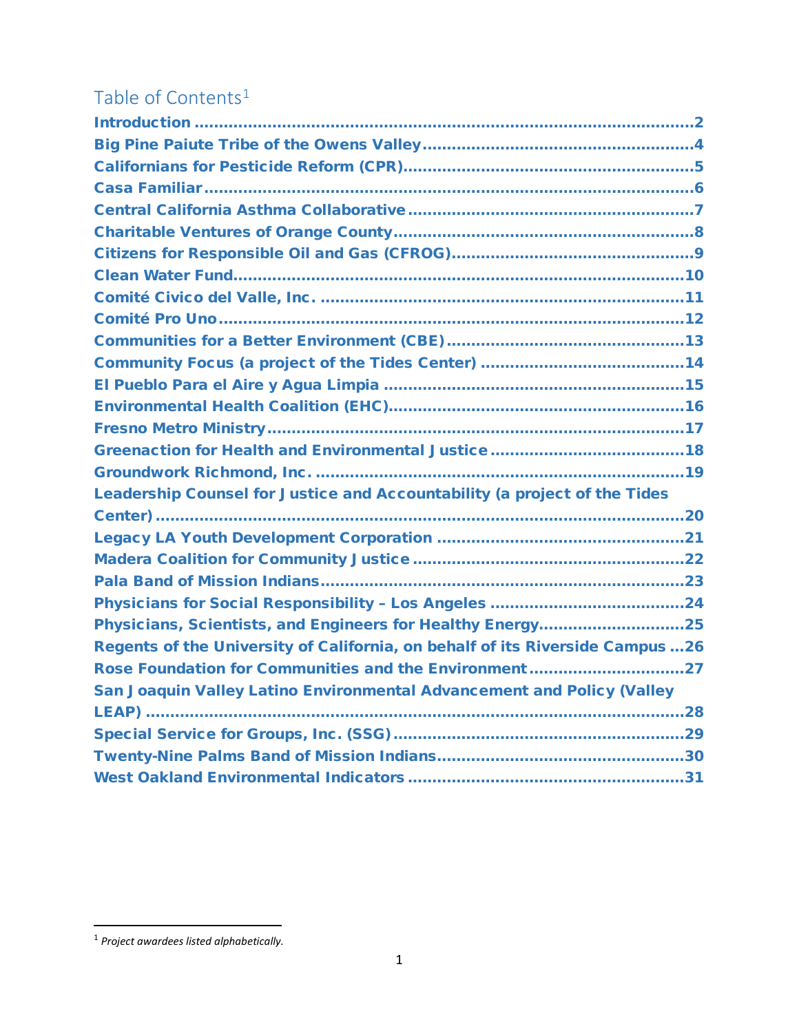# Table of Contents[1]

Introduction ....................................................................................................2
Big Pine Paiute Tribe of the Owens Valley ......................................................4
Californians for Pesticide Reform (CPR) ..........................................................5
Casa Familiar ...................................................................................................6
Central California Asthma Collaborative ..........................................................7
Charitable Ventures of Orange County ............................................................8
Citizens for Responsible Oil and Gas (CFROG) ................................................9
Clean Water Fund ...........................................................................................10
Comité Civico del Valle, Inc. ..........................................................................11
Comité Pro Uno ..............................................................................................12
Communities for a Better Environment (CBE) ................................................13
Community Focus (a project of the Tides Center) ..........................................14
El Pueblo Para el Aire y Agua Limpia .............................................................15
Environmental Health Coalition (EHC) ...........................................................16
Fresno Metro Ministry .....................................................................................17
Greenaction for Health and Environmental Justice .......................................18
Groundwork Richmond, Inc. ...........................................................................19
Leadership Counsel for Justice and Accountability (a project of the Tides Center) ...........................................................................................................20
Legacy LA Youth Development Corporation ...................................................21
Madera Coalition for Community Justice .......................................................22
Pala Band of Mission Indians ..........................................................................23
Physicians for Social Responsibility – Los Angeles .......................................24
Physicians, Scientists, and Engineers for Healthy Energy .............................25
Regents of the University of California, on behalf of its Riverside Campus ...26
Rose Foundation for Communities and the Environment ...............................27
San Joaquin Valley Latino Environmental Advancement and Policy (Valley LEAP) ..............................................................................................................28
Special Service for Groups, Inc. (SSG) ............................................................29
Twenty-Nine Palms Band of Mission Indians ..................................................30
West Oakland Environmental Indicators ........................................................31

[1] *Project awardees listed alphabetically.*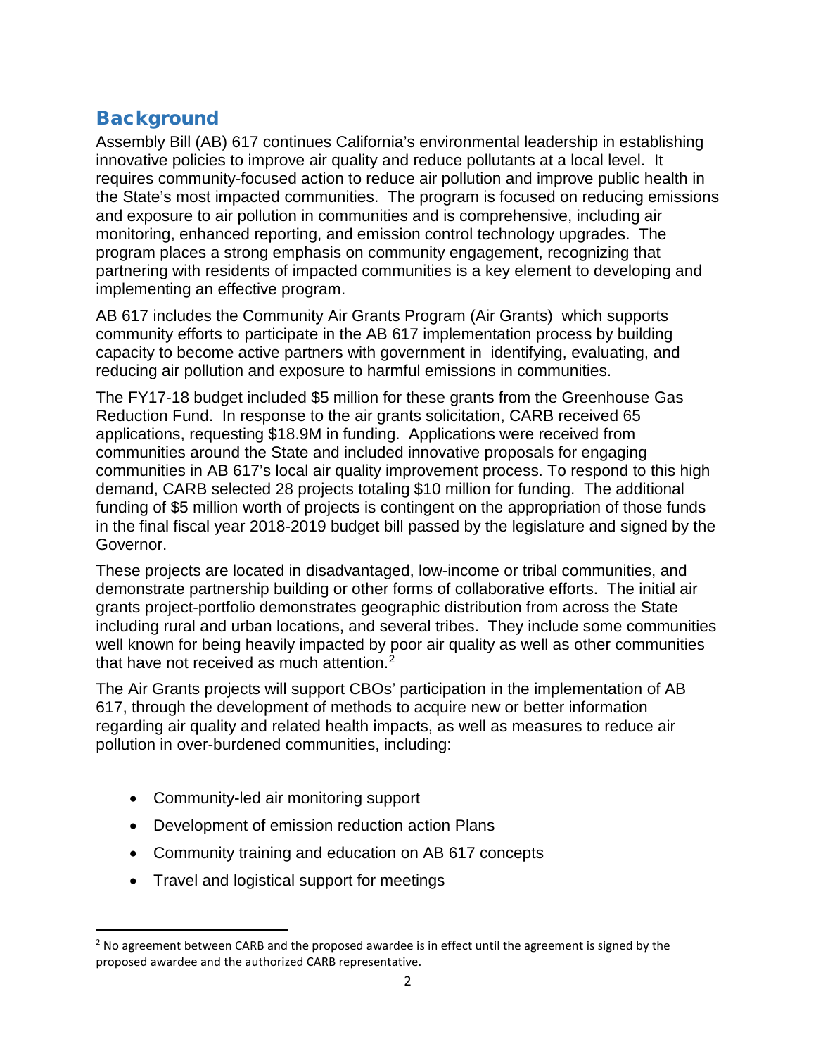## Background

Assembly Bill (AB) 617 continues California's environmental leadership in establishing innovative policies to improve air quality and reduce pollutants at a local level. It requires community-focused action to reduce air pollution and improve public health in the State's most impacted communities. The program is focused on reducing emissions and exposure to air pollution in communities and is comprehensive, including air monitoring, enhanced reporting, and emission control technology upgrades. The program places a strong emphasis on community engagement, recognizing that partnering with residents of impacted communities is a key element to developing and implementing an effective program.

AB 617 includes the Community Air Grants Program (Air Grants) which supports community efforts to participate in the AB 617 implementation process by building capacity to become active partners with government in identifying, evaluating, and reducing air pollution and exposure to harmful emissions in communities.

The FY17-18 budget included $5 million for these grants from the Greenhouse Gas Reduction Fund. In response to the air grants solicitation, CARB received 65 applications, requesting $18.9M in funding. Applications were received from communities around the State and included innovative proposals for engaging communities in AB 617's local air quality improvement process. To respond to this high demand, CARB selected 28 projects totaling $10 million for funding. The additional funding of $5 million worth of projects is contingent on the appropriation of those funds in the final fiscal year 2018-2019 budget bill passed by the legislature and signed by the Governor.

These projects are located in disadvantaged, low-income or tribal communities, and demonstrate partnership building or other forms of collaborative efforts. The initial air grants project-portfolio demonstrates geographic distribution from across the State including rural and urban locations, and several tribes. They include some communities well known for being heavily impacted by poor air quality as well as other communities that have not received as much attention.[2]

The Air Grants projects will support CBOs' participation in the implementation of AB 617, through the development of methods to acquire new or better information regarding air quality and related health impacts, as well as measures to reduce air pollution in over-burdened communities, including:

- Community-led air monitoring support
- Development of emission reduction action Plans
- Community training and education on AB 617 concepts
- Travel and logistical support for meetings

[2] No agreement between CARB and the proposed awardee is in effect until the agreement is signed by the proposed awardee and the authorized CARB representative.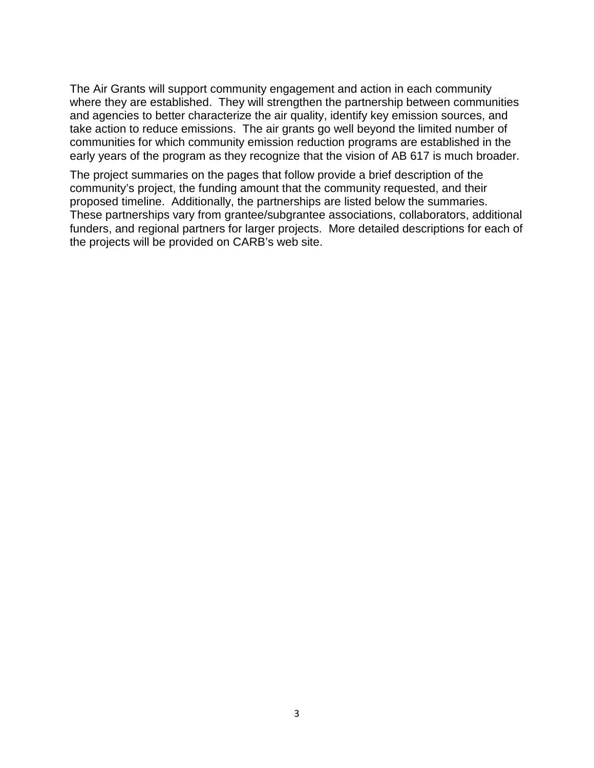The Air Grants will support community engagement and action in each community where they are established. They will strengthen the partnership between communities and agencies to better characterize the air quality, identify key emission sources, and take action to reduce emissions. The air grants go well beyond the limited number of communities for which community emission reduction programs are established in the early years of the program as they recognize that the vision of AB 617 is much broader.

The project summaries on the pages that follow provide a brief description of the community's project, the funding amount that the community requested, and their proposed timeline. Additionally, the partnerships are listed below the summaries. These partnerships vary from grantee/subgrantee associations, collaborators, additional funders, and regional partners for larger projects. More detailed descriptions for each of the projects will be provided on CARB's web site.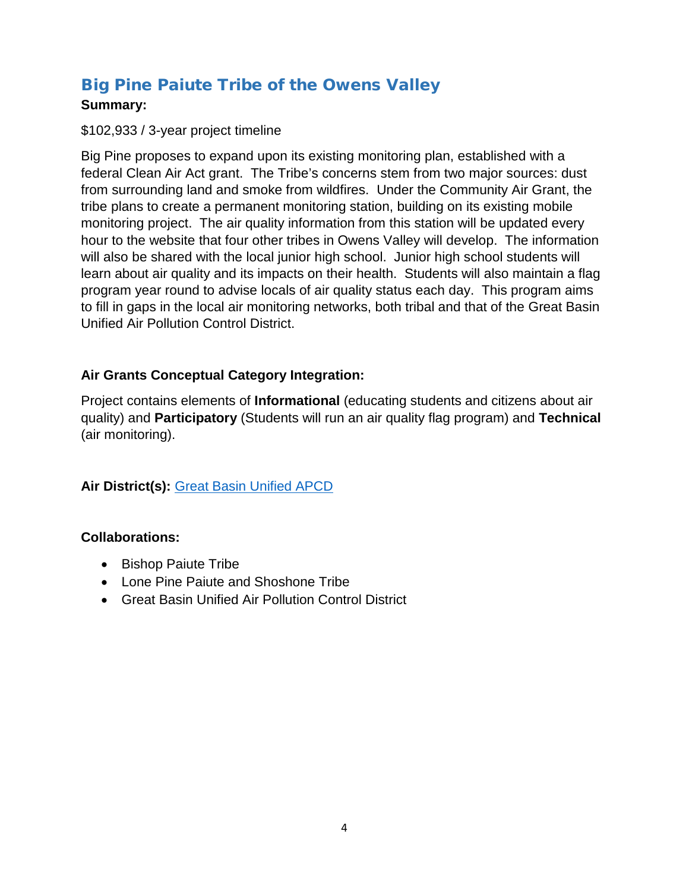## Big Pine Paiute Tribe of the Owens Valley

**Summary:**

$102,933 / 3-year project timeline

Big Pine proposes to expand upon its existing monitoring plan, established with a federal Clean Air Act grant. The Tribe's concerns stem from two major sources: dust from surrounding land and smoke from wildfires. Under the Community Air Grant, the tribe plans to create a permanent monitoring station, building on its existing mobile monitoring project. The air quality information from this station will be updated every hour to the website that four other tribes in Owens Valley will develop. The information will also be shared with the local junior high school. Junior high school students will learn about air quality and its impacts on their health. Students will also maintain a flag program year round to advise locals of air quality status each day. This program aims to fill in gaps in the local air monitoring networks, both tribal and that of the Great Basin Unified Air Pollution Control District.

**Air Grants Conceptual Category Integration:**

Project contains elements of **Informational** (educating students and citizens about air quality) and **Participatory** (Students will run an air quality flag program) and **Technical** (air monitoring).

**Air District(s):** Great Basin Unified APCD

**Collaborations:**

- Bishop Paiute Tribe
- Lone Pine Paiute and Shoshone Tribe
- Great Basin Unified Air Pollution Control District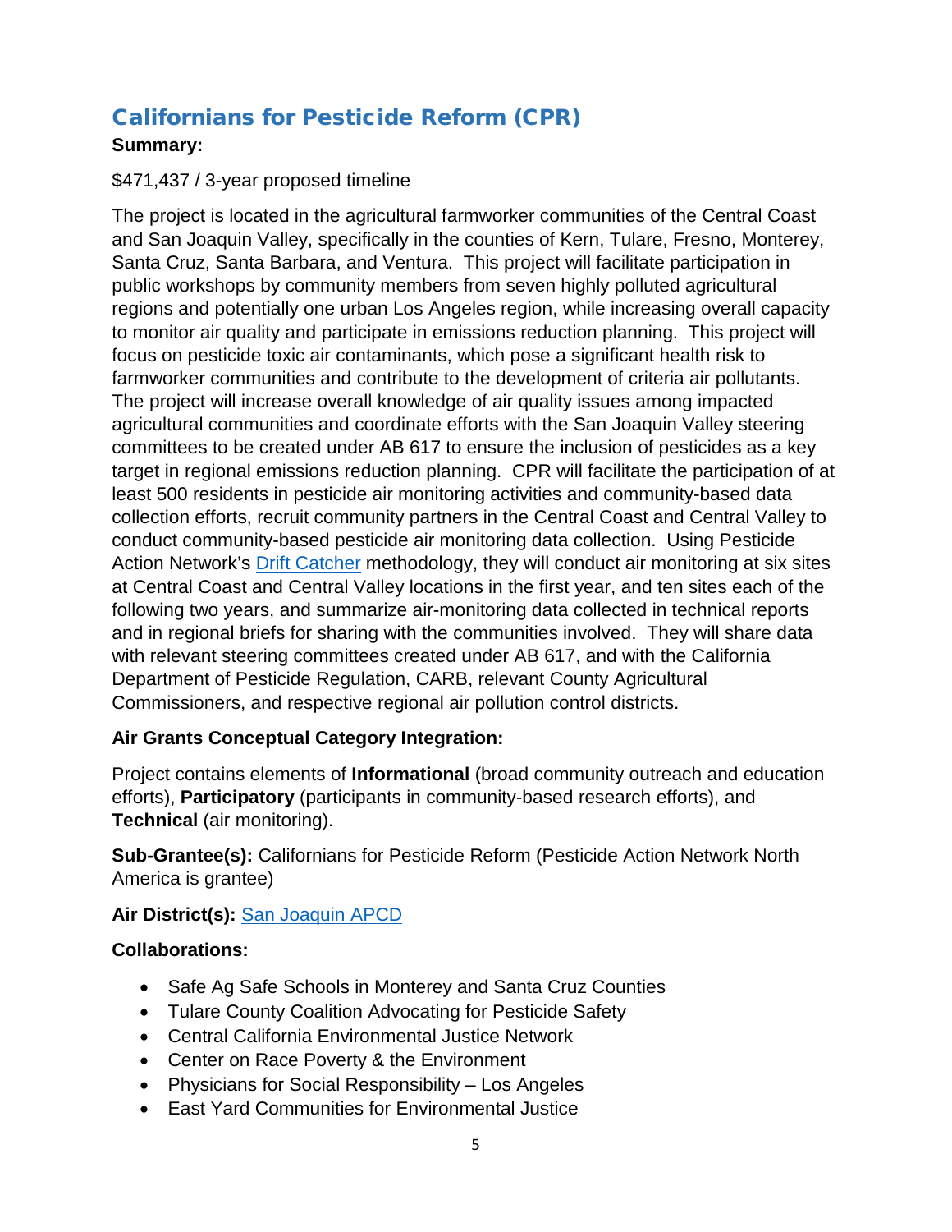## Californians for Pesticide Reform (CPR)

**Summary:**

$471,437 / 3-year proposed timeline

The project is located in the agricultural farmworker communities of the Central Coast and San Joaquin Valley, specifically in the counties of Kern, Tulare, Fresno, Monterey, Santa Cruz, Santa Barbara, and Ventura. This project will facilitate participation in public workshops by community members from seven highly polluted agricultural regions and potentially one urban Los Angeles region, while increasing overall capacity to monitor air quality and participate in emissions reduction planning. This project will focus on pesticide toxic air contaminants, which pose a significant health risk to farmworker communities and contribute to the development of criteria air pollutants. The project will increase overall knowledge of air quality issues among impacted agricultural communities and coordinate efforts with the San Joaquin Valley steering committees to be created under AB 617 to ensure the inclusion of pesticides as a key target in regional emissions reduction planning. CPR will facilitate the participation of at least 500 residents in pesticide air monitoring activities and community-based data collection efforts, recruit community partners in the Central Coast and Central Valley to conduct community-based pesticide air monitoring data collection. Using Pesticide Action Network's Drift Catcher methodology, they will conduct air monitoring at six sites at Central Coast and Central Valley locations in the first year, and ten sites each of the following two years, and summarize air-monitoring data collected in technical reports and in regional briefs for sharing with the communities involved. They will share data with relevant steering committees created under AB 617, and with the California Department of Pesticide Regulation, CARB, relevant County Agricultural Commissioners, and respective regional air pollution control districts.

**Air Grants Conceptual Category Integration:**

Project contains elements of **Informational** (broad community outreach and education efforts), **Participatory** (participants in community-based research efforts), and **Technical** (air monitoring).

**Sub-Grantee(s):** Californians for Pesticide Reform (Pesticide Action Network North America is grantee)

**Air District(s):** San Joaquin APCD

**Collaborations:**

- Safe Ag Safe Schools in Monterey and Santa Cruz Counties
- Tulare County Coalition Advocating for Pesticide Safety
- Central California Environmental Justice Network
- Center on Race Poverty & the Environment
- Physicians for Social Responsibility – Los Angeles
- East Yard Communities for Environmental Justice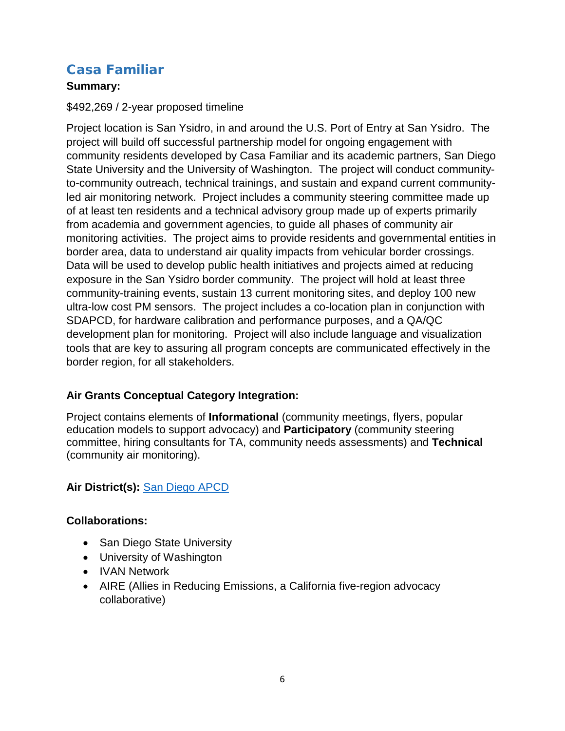## Casa Familiar

**Summary:**

$492,269 / 2-year proposed timeline

Project location is San Ysidro, in and around the U.S. Port of Entry at San Ysidro. The project will build off successful partnership model for ongoing engagement with community residents developed by Casa Familiar and its academic partners, San Diego State University and the University of Washington. The project will conduct community-to-community outreach, technical trainings, and sustain and expand current community-led air monitoring network. Project includes a community steering committee made up of at least ten residents and a technical advisory group made up of experts primarily from academia and government agencies, to guide all phases of community air monitoring activities. The project aims to provide residents and governmental entities in border area, data to understand air quality impacts from vehicular border crossings. Data will be used to develop public health initiatives and projects aimed at reducing exposure in the San Ysidro border community. The project will hold at least three community-training events, sustain 13 current monitoring sites, and deploy 100 new ultra-low cost PM sensors. The project includes a co-location plan in conjunction with SDAPCD, for hardware calibration and performance purposes, and a QA/QC development plan for monitoring. Project will also include language and visualization tools that are key to assuring all program concepts are communicated effectively in the border region, for all stakeholders.

**Air Grants Conceptual Category Integration:**

Project contains elements of **Informational** (community meetings, flyers, popular education models to support advocacy) and **Participatory** (community steering committee, hiring consultants for TA, community needs assessments) and **Technical** (community air monitoring).

**Air District(s):** San Diego APCD

**Collaborations:**

- San Diego State University
- University of Washington
- IVAN Network
- AIRE (Allies in Reducing Emissions, a California five-region advocacy collaborative)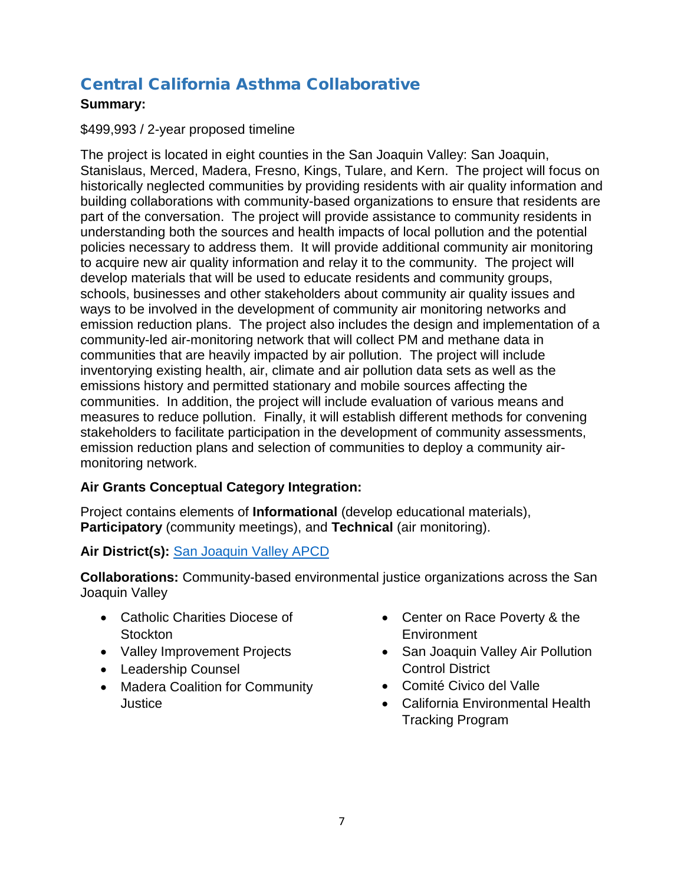## Central California Asthma Collaborative

**Summary:**

$499,993 / 2-year proposed timeline

The project is located in eight counties in the San Joaquin Valley: San Joaquin, Stanislaus, Merced, Madera, Fresno, Kings, Tulare, and Kern. The project will focus on historically neglected communities by providing residents with air quality information and building collaborations with community-based organizations to ensure that residents are part of the conversation. The project will provide assistance to community residents in understanding both the sources and health impacts of local pollution and the potential policies necessary to address them. It will provide additional community air monitoring to acquire new air quality information and relay it to the community. The project will develop materials that will be used to educate residents and community groups, schools, businesses and other stakeholders about community air quality issues and ways to be involved in the development of community air monitoring networks and emission reduction plans. The project also includes the design and implementation of a community-led air-monitoring network that will collect PM and methane data in communities that are heavily impacted by air pollution. The project will include inventorying existing health, air, climate and air pollution data sets as well as the emissions history and permitted stationary and mobile sources affecting the communities. In addition, the project will include evaluation of various means and measures to reduce pollution. Finally, it will establish different methods for convening stakeholders to facilitate participation in the development of community assessments, emission reduction plans and selection of communities to deploy a community air-monitoring network.

**Air Grants Conceptual Category Integration:**

Project contains elements of **Informational** (develop educational materials), **Participatory** (community meetings), and **Technical** (air monitoring).

**Air District(s):** San Joaquin Valley APCD

**Collaborations:** Community-based environmental justice organizations across the San Joaquin Valley

- Catholic Charities Diocese of Stockton
- Valley Improvement Projects
- Leadership Counsel
- Madera Coalition for Community Justice
- Center on Race Poverty & the Environment
- San Joaquin Valley Air Pollution Control District
- Comité Civico del Valle
- California Environmental Health Tracking Program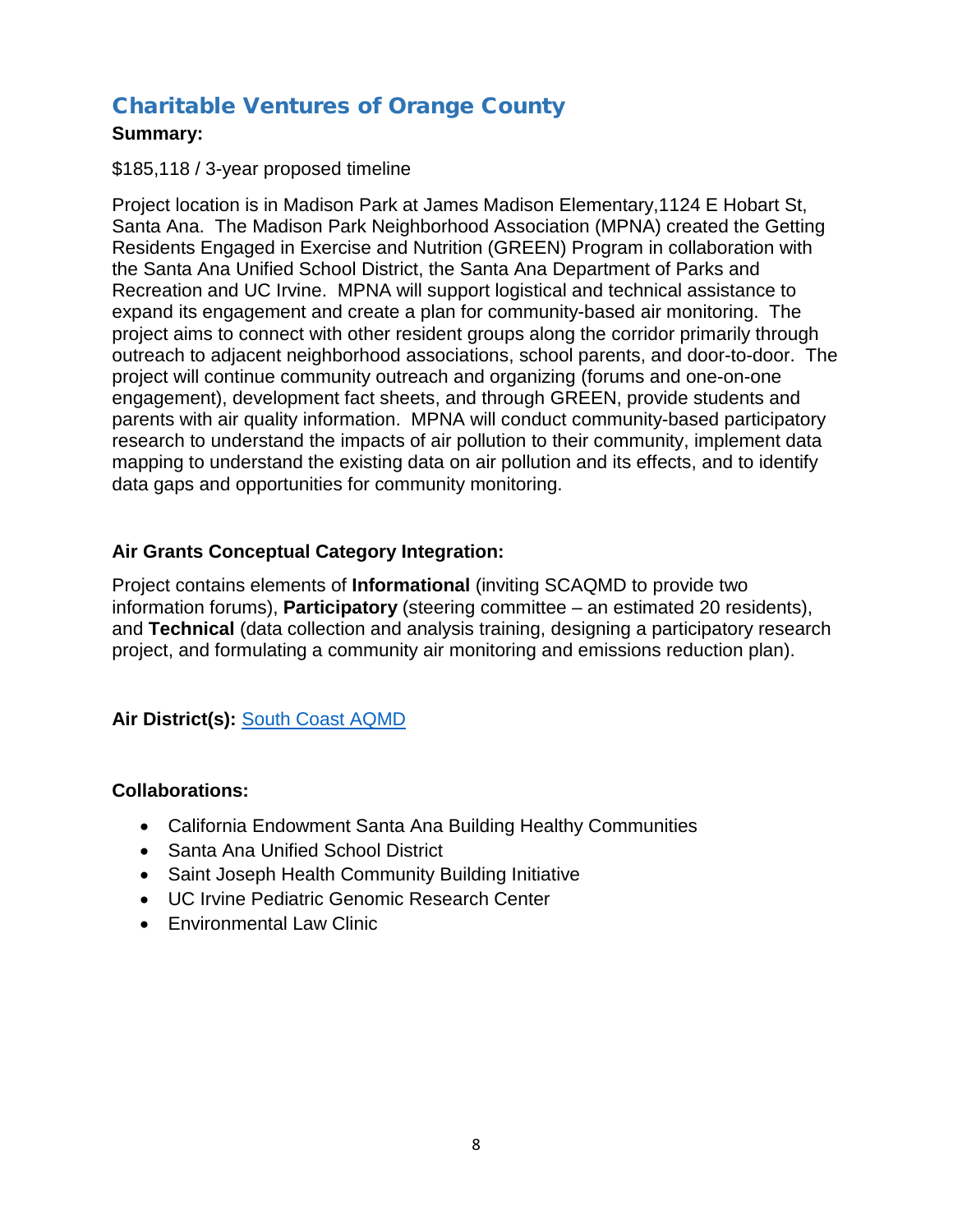## Charitable Ventures of Orange County

**Summary:**

$185,118 / 3-year proposed timeline

Project location is in Madison Park at James Madison Elementary,1124 E Hobart St, Santa Ana. The Madison Park Neighborhood Association (MPNA) created the Getting Residents Engaged in Exercise and Nutrition (GREEN) Program in collaboration with the Santa Ana Unified School District, the Santa Ana Department of Parks and Recreation and UC Irvine. MPNA will support logistical and technical assistance to expand its engagement and create a plan for community-based air monitoring. The project aims to connect with other resident groups along the corridor primarily through outreach to adjacent neighborhood associations, school parents, and door-to-door. The project will continue community outreach and organizing (forums and one-on-one engagement), development fact sheets, and through GREEN, provide students and parents with air quality information. MPNA will conduct community-based participatory research to understand the impacts of air pollution to their community, implement data mapping to understand the existing data on air pollution and its effects, and to identify data gaps and opportunities for community monitoring.

**Air Grants Conceptual Category Integration:**

Project contains elements of **Informational** (inviting SCAQMD to provide two information forums), **Participatory** (steering committee – an estimated 20 residents), and **Technical** (data collection and analysis training, designing a participatory research project, and formulating a community air monitoring and emissions reduction plan).

**Air District(s):** South Coast AQMD

**Collaborations:**

- California Endowment Santa Ana Building Healthy Communities
- Santa Ana Unified School District
- Saint Joseph Health Community Building Initiative
- UC Irvine Pediatric Genomic Research Center
- Environmental Law Clinic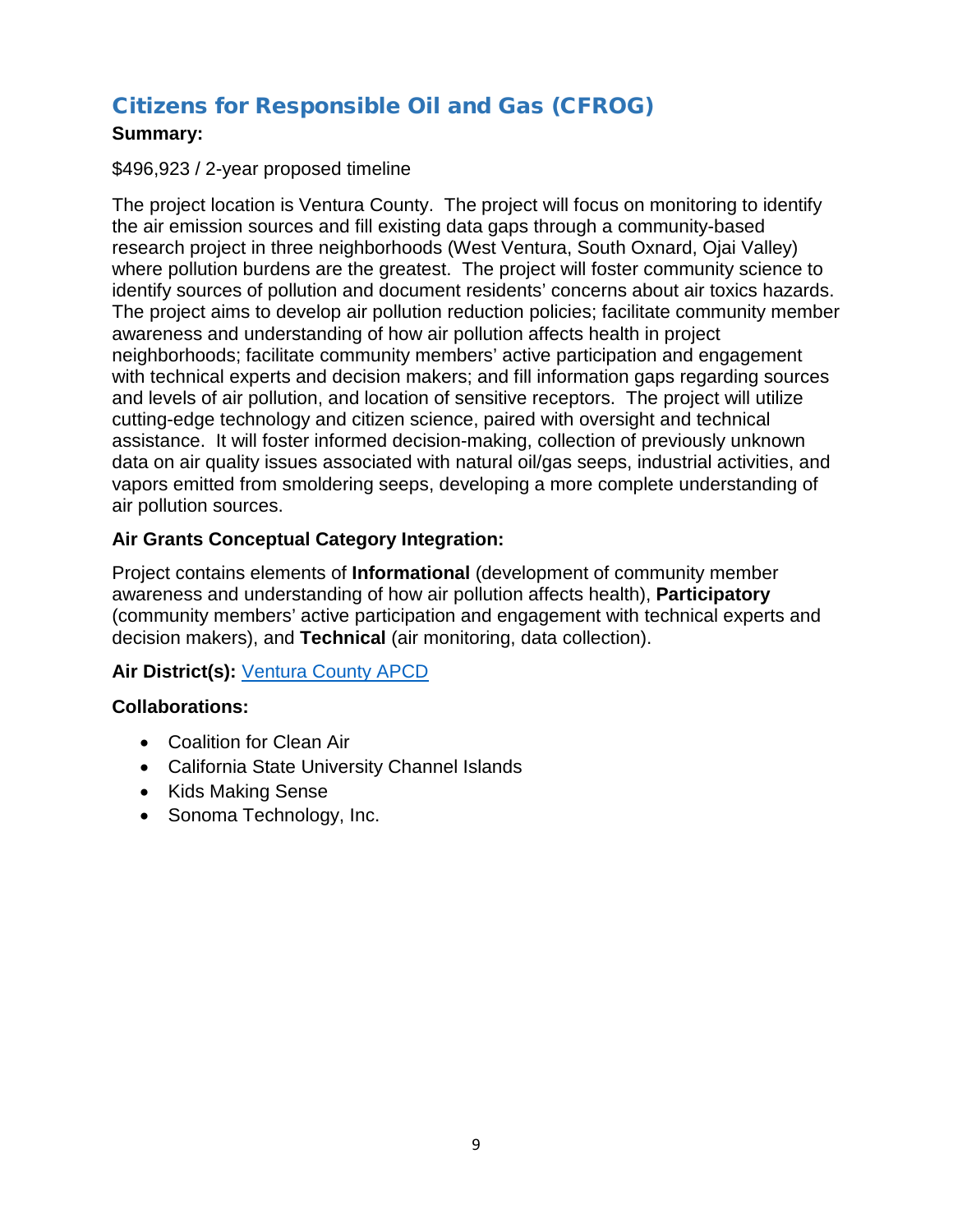## Citizens for Responsible Oil and Gas (CFROG)

**Summary:**

$496,923 / 2-year proposed timeline

The project location is Ventura County. The project will focus on monitoring to identify the air emission sources and fill existing data gaps through a community-based research project in three neighborhoods (West Ventura, South Oxnard, Ojai Valley) where pollution burdens are the greatest. The project will foster community science to identify sources of pollution and document residents' concerns about air toxics hazards. The project aims to develop air pollution reduction policies; facilitate community member awareness and understanding of how air pollution affects health in project neighborhoods; facilitate community members' active participation and engagement with technical experts and decision makers; and fill information gaps regarding sources and levels of air pollution, and location of sensitive receptors. The project will utilize cutting-edge technology and citizen science, paired with oversight and technical assistance. It will foster informed decision-making, collection of previously unknown data on air quality issues associated with natural oil/gas seeps, industrial activities, and vapors emitted from smoldering seeps, developing a more complete understanding of air pollution sources.

**Air Grants Conceptual Category Integration:**

Project contains elements of **Informational** (development of community member awareness and understanding of how air pollution affects health), **Participatory** (community members' active participation and engagement with technical experts and decision makers), and **Technical** (air monitoring, data collection).

**Air District(s):** Ventura County APCD

**Collaborations:**

- Coalition for Clean Air
- California State University Channel Islands
- Kids Making Sense
- Sonoma Technology, Inc.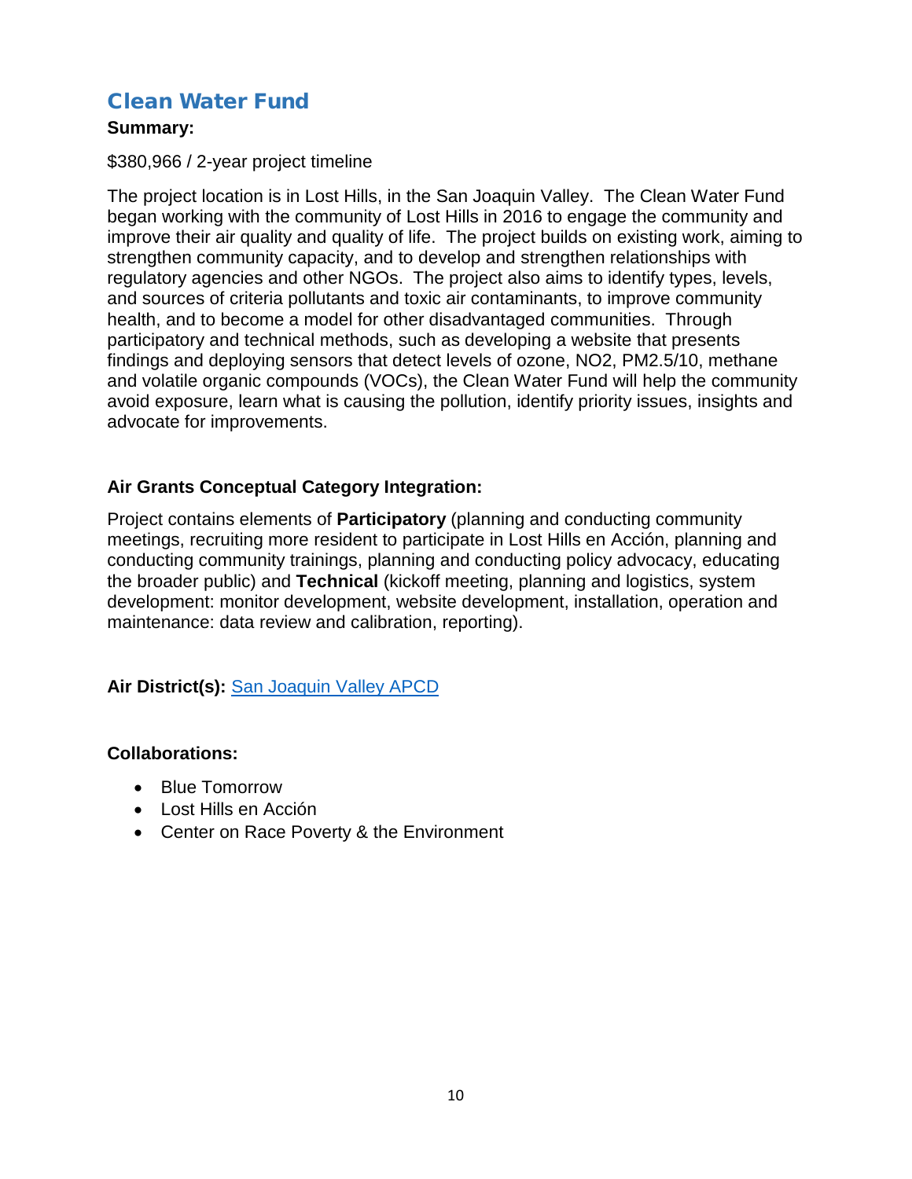## Clean Water Fund

**Summary:**

$380,966 / 2-year project timeline

The project location is in Lost Hills, in the San Joaquin Valley. The Clean Water Fund began working with the community of Lost Hills in 2016 to engage the community and improve their air quality and quality of life. The project builds on existing work, aiming to strengthen community capacity, and to develop and strengthen relationships with regulatory agencies and other NGOs. The project also aims to identify types, levels, and sources of criteria pollutants and toxic air contaminants, to improve community health, and to become a model for other disadvantaged communities. Through participatory and technical methods, such as developing a website that presents findings and deploying sensors that detect levels of ozone, $NO_2$, $PM_{2.5/10}$, methane and volatile organic compounds (VOCs), the Clean Water Fund will help the community avoid exposure, learn what is causing the pollution, identify priority issues, insights and advocate for improvements.

**Air Grants Conceptual Category Integration:**

Project contains elements of **Participatory** (planning and conducting community meetings, recruiting more resident to participate in Lost Hills en Acción, planning and conducting community trainings, planning and conducting policy advocacy, educating the broader public) and **Technical** (kickoff meeting, planning and logistics, system development: monitor development, website development, installation, operation and maintenance: data review and calibration, reporting).

**Air District(s):** San Joaquin Valley APCD

**Collaborations:**

- Blue Tomorrow
- Lost Hills en Acción
- Center on Race Poverty & the Environment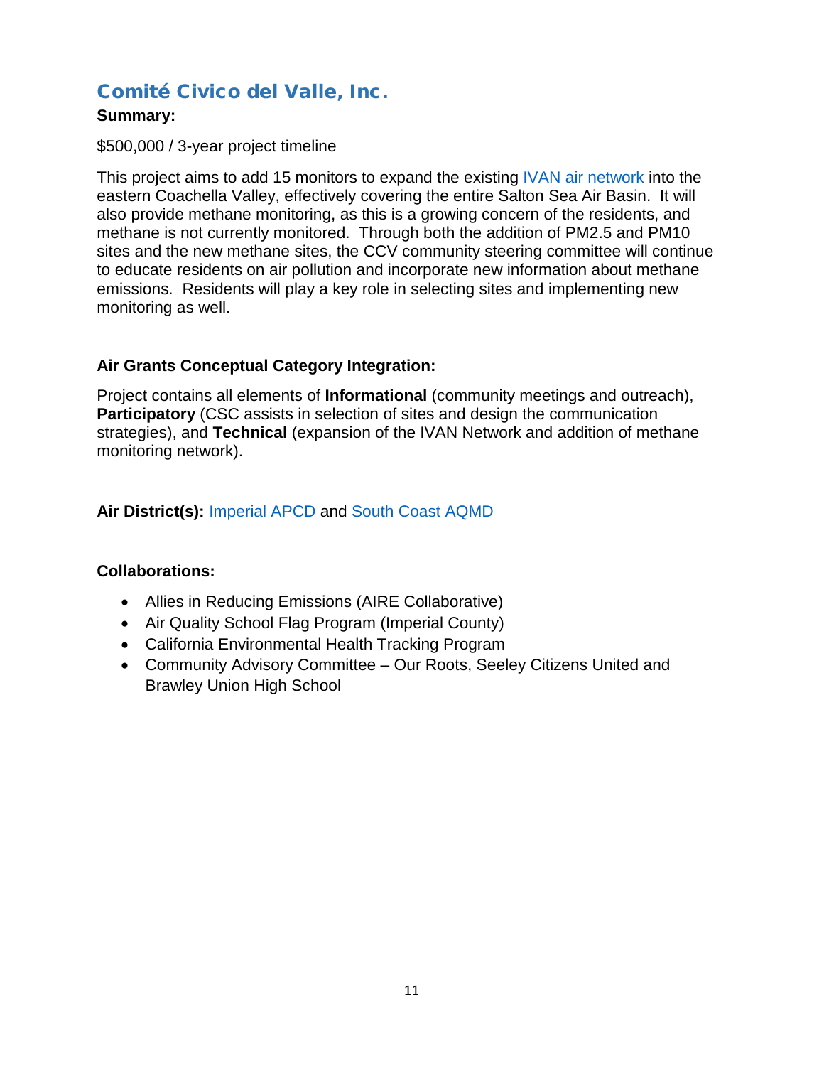## Comité Civico del Valle, Inc.

**Summary:**

$500,000 / 3-year project timeline

This project aims to add 15 monitors to expand the existing IVAN air network into the eastern Coachella Valley, effectively covering the entire Salton Sea Air Basin. It will also provide methane monitoring, as this is a growing concern of the residents, and methane is not currently monitored. Through both the addition of PM2.5 and PM10 sites and the new methane sites, the CCV community steering committee will continue to educate residents on air pollution and incorporate new information about methane emissions. Residents will play a key role in selecting sites and implementing new monitoring as well.

**Air Grants Conceptual Category Integration:**

Project contains all elements of **Informational** (community meetings and outreach), **Participatory** (CSC assists in selection of sites and design the communication strategies), and **Technical** (expansion of the IVAN Network and addition of methane monitoring network).

**Air District(s):** Imperial APCD and South Coast AQMD

**Collaborations:**

- Allies in Reducing Emissions (AIRE Collaborative)
- Air Quality School Flag Program (Imperial County)
- California Environmental Health Tracking Program
- Community Advisory Committee – Our Roots, Seeley Citizens United and Brawley Union High School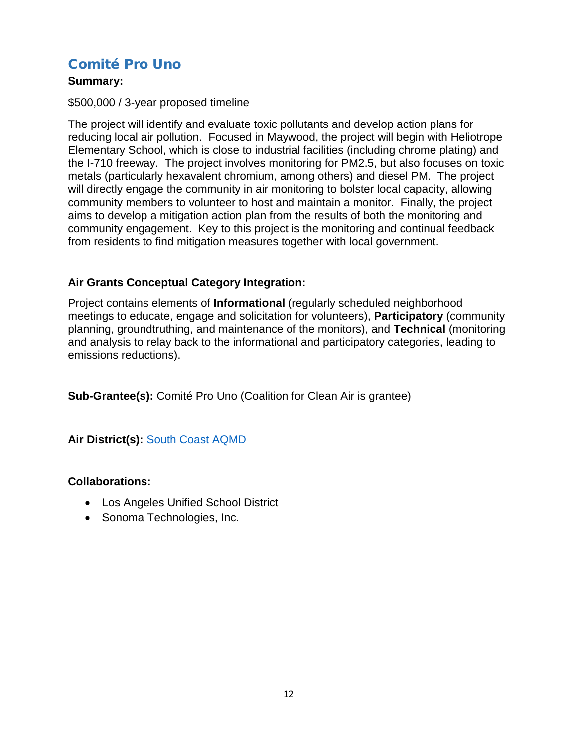## Comité Pro Uno

**Summary:**

$500,000 / 3-year proposed timeline

The project will identify and evaluate toxic pollutants and develop action plans for reducing local air pollution. Focused in Maywood, the project will begin with Heliotrope Elementary School, which is close to industrial facilities (including chrome plating) and the I-710 freeway. The project involves monitoring for PM2.5, but also focuses on toxic metals (particularly hexavalent chromium, among others) and diesel PM. The project will directly engage the community in air monitoring to bolster local capacity, allowing community members to volunteer to host and maintain a monitor. Finally, the project aims to develop a mitigation action plan from the results of both the monitoring and community engagement. Key to this project is the monitoring and continual feedback from residents to find mitigation measures together with local government.

**Air Grants Conceptual Category Integration:**

Project contains elements of **Informational** (regularly scheduled neighborhood meetings to educate, engage and solicitation for volunteers), **Participatory** (community planning, groundtruthing, and maintenance of the monitors), and **Technical** (monitoring and analysis to relay back to the informational and participatory categories, leading to emissions reductions).

**Sub-Grantee(s):** Comité Pro Uno (Coalition for Clean Air is grantee)

**Air District(s):** South Coast AQMD

**Collaborations:**

- Los Angeles Unified School District
- Sonoma Technologies, Inc.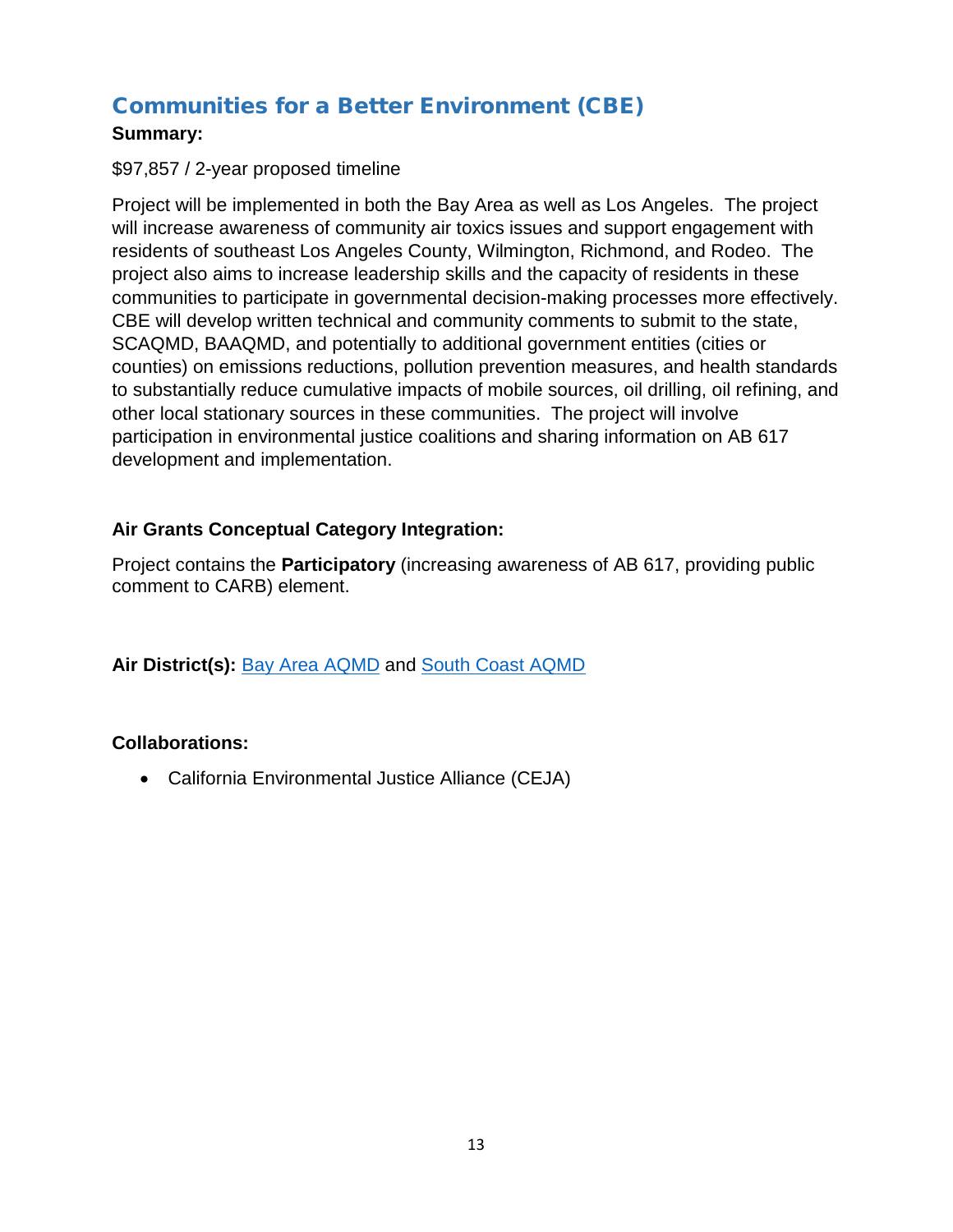## Communities for a Better Environment (CBE)

**Summary:**

$97,857 / 2-year proposed timeline

Project will be implemented in both the Bay Area as well as Los Angeles. The project will increase awareness of community air toxics issues and support engagement with residents of southeast Los Angeles County, Wilmington, Richmond, and Rodeo. The project also aims to increase leadership skills and the capacity of residents in these communities to participate in governmental decision-making processes more effectively. CBE will develop written technical and community comments to submit to the state, SCAQMD, BAAQMD, and potentially to additional government entities (cities or counties) on emissions reductions, pollution prevention measures, and health standards to substantially reduce cumulative impacts of mobile sources, oil drilling, oil refining, and other local stationary sources in these communities. The project will involve participation in environmental justice coalitions and sharing information on AB 617 development and implementation.

**Air Grants Conceptual Category Integration:**

Project contains the **Participatory** (increasing awareness of AB 617, providing public comment to CARB) element.

**Air District(s):** Bay Area AQMD and South Coast AQMD

**Collaborations:**

- California Environmental Justice Alliance (CEJA)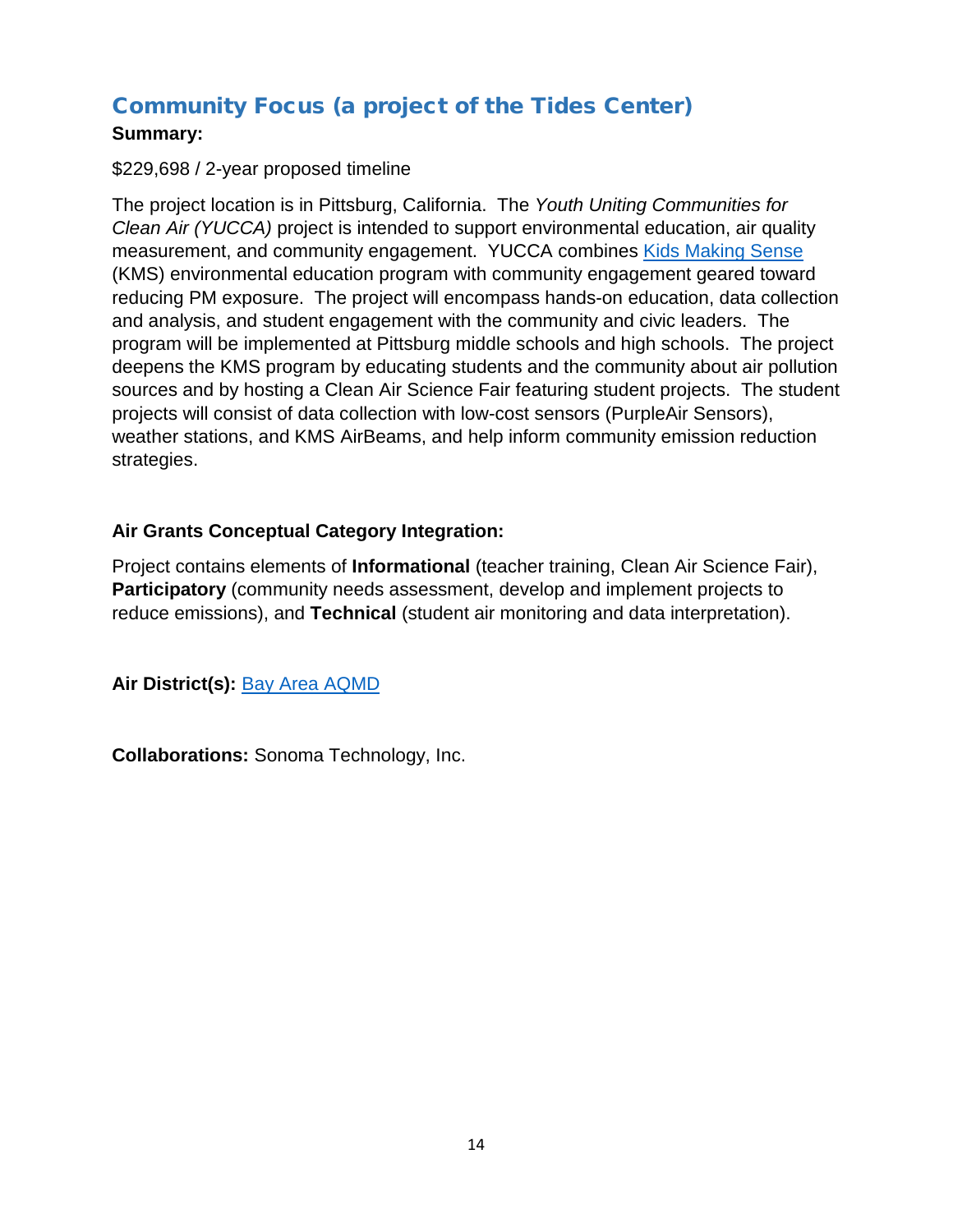## Community Focus (a project of the Tides Center)

**Summary:**

$229,698 / 2-year proposed timeline

The project location is in Pittsburg, California. The *Youth Uniting Communities for Clean Air (YUCCA)* project is intended to support environmental education, air quality measurement, and community engagement. YUCCA combines [Kids Making Sense](#) (KMS) environmental education program with community engagement geared toward reducing PM exposure. The project will encompass hands-on education, data collection and analysis, and student engagement with the community and civic leaders. The program will be implemented at Pittsburg middle schools and high schools. The project deepens the KMS program by educating students and the community about air pollution sources and by hosting a Clean Air Science Fair featuring student projects. The student projects will consist of data collection with low-cost sensors (PurpleAir Sensors), weather stations, and KMS AirBeams, and help inform community emission reduction strategies.

**Air Grants Conceptual Category Integration:**

Project contains elements of **Informational** (teacher training, Clean Air Science Fair), **Participatory** (community needs assessment, develop and implement projects to reduce emissions), and **Technical** (student air monitoring and data interpretation).

**Air District(s):** [Bay Area AQMD](#)

**Collaborations:** Sonoma Technology, Inc.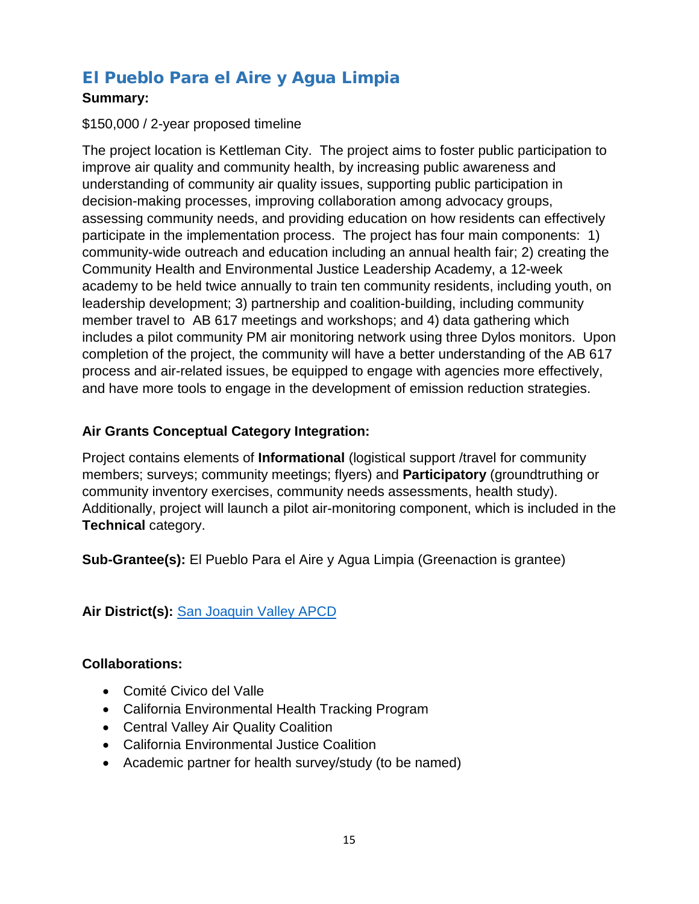## El Pueblo Para el Aire y Agua Limpia

**Summary:**

$150,000 / 2-year proposed timeline

The project location is Kettleman City. The project aims to foster public participation to improve air quality and community health, by increasing public awareness and understanding of community air quality issues, supporting public participation in decision-making processes, improving collaboration among advocacy groups, assessing community needs, and providing education on how residents can effectively participate in the implementation process. The project has four main components: 1) community-wide outreach and education including an annual health fair; 2) creating the Community Health and Environmental Justice Leadership Academy, a 12-week academy to be held twice annually to train ten community residents, including youth, on leadership development; 3) partnership and coalition-building, including community member travel to AB 617 meetings and workshops; and 4) data gathering which includes a pilot community PM air monitoring network using three Dylos monitors. Upon completion of the project, the community will have a better understanding of the AB 617 process and air-related issues, be equipped to engage with agencies more effectively, and have more tools to engage in the development of emission reduction strategies.

**Air Grants Conceptual Category Integration:**

Project contains elements of **Informational** (logistical support /travel for community members; surveys; community meetings; flyers) and **Participatory** (groundtruthing or community inventory exercises, community needs assessments, health study). Additionally, project will launch a pilot air-monitoring component, which is included in the **Technical** category.

**Sub-Grantee(s):** El Pueblo Para el Aire y Agua Limpia (Greenaction is grantee)

**Air District(s):** San Joaquin Valley APCD

**Collaborations:**

- Comité Civico del Valle
- California Environmental Health Tracking Program
- Central Valley Air Quality Coalition
- California Environmental Justice Coalition
- Academic partner for health survey/study (to be named)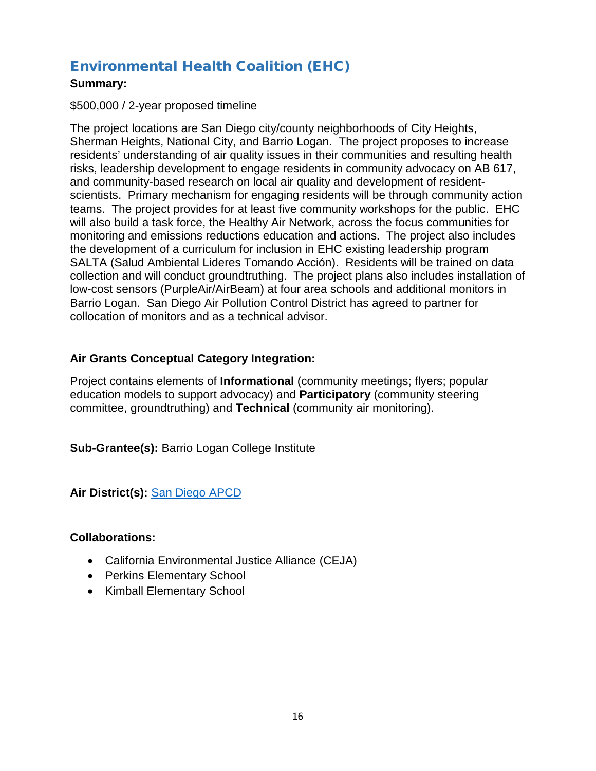## Environmental Health Coalition (EHC)

**Summary:**

$500,000 / 2-year proposed timeline

The project locations are San Diego city/county neighborhoods of City Heights, Sherman Heights, National City, and Barrio Logan. The project proposes to increase residents' understanding of air quality issues in their communities and resulting health risks, leadership development to engage residents in community advocacy on AB 617, and community-based research on local air quality and development of resident-scientists. Primary mechanism for engaging residents will be through community action teams. The project provides for at least five community workshops for the public. EHC will also build a task force, the Healthy Air Network, across the focus communities for monitoring and emissions reductions education and actions. The project also includes the development of a curriculum for inclusion in EHC existing leadership program SALTA (Salud Ambiental Lideres Tomando Acción). Residents will be trained on data collection and will conduct groundtruthing. The project plans also includes installation of low-cost sensors (PurpleAir/AirBeam) at four area schools and additional monitors in Barrio Logan. San Diego Air Pollution Control District has agreed to partner for collocation of monitors and as a technical advisor.

**Air Grants Conceptual Category Integration:**

Project contains elements of **Informational** (community meetings; flyers; popular education models to support advocacy) and **Participatory** (community steering committee, groundtruthing) and **Technical** (community air monitoring).

**Sub-Grantee(s):** Barrio Logan College Institute

**Air District(s):** San Diego APCD

**Collaborations:**

- California Environmental Justice Alliance (CEJA)
- Perkins Elementary School
- Kimball Elementary School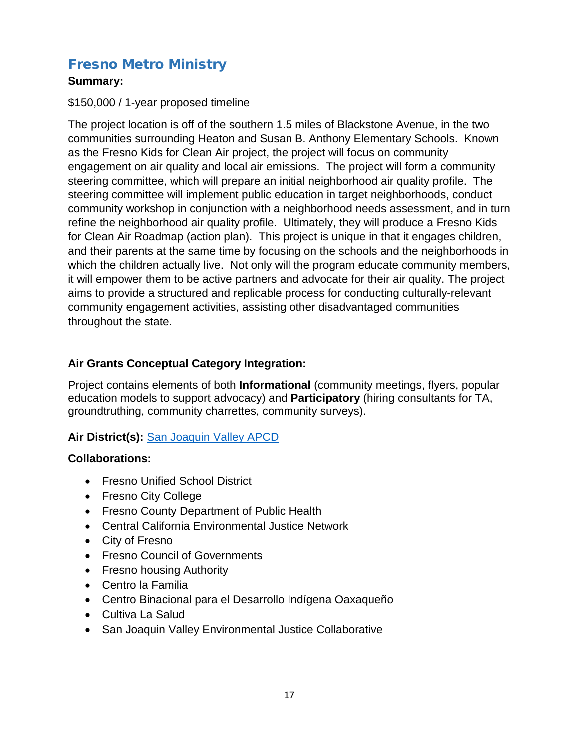## Fresno Metro Ministry

**Summary:**

$150,000 / 1-year proposed timeline

The project location is off of the southern 1.5 miles of Blackstone Avenue, in the two communities surrounding Heaton and Susan B. Anthony Elementary Schools. Known as the Fresno Kids for Clean Air project, the project will focus on community engagement on air quality and local air emissions. The project will form a community steering committee, which will prepare an initial neighborhood air quality profile. The steering committee will implement public education in target neighborhoods, conduct community workshop in conjunction with a neighborhood needs assessment, and in turn refine the neighborhood air quality profile. Ultimately, they will produce a Fresno Kids for Clean Air Roadmap (action plan). This project is unique in that it engages children, and their parents at the same time by focusing on the schools and the neighborhoods in which the children actually live. Not only will the program educate community members, it will empower them to be active partners and advocate for their air quality. The project aims to provide a structured and replicable process for conducting culturally-relevant community engagement activities, assisting other disadvantaged communities throughout the state.

**Air Grants Conceptual Category Integration:**

Project contains elements of both **Informational** (community meetings, flyers, popular education models to support advocacy) and **Participatory** (hiring consultants for TA, groundtruthing, community charrettes, community surveys).

**Air District(s):** San Joaquin Valley APCD

**Collaborations:**

- Fresno Unified School District
- Fresno City College
- Fresno County Department of Public Health
- Central California Environmental Justice Network
- City of Fresno
- Fresno Council of Governments
- Fresno housing Authority
- Centro la Familia
- Centro Binacional para el Desarrollo Indígena Oaxaqueño
- Cultiva La Salud
- San Joaquin Valley Environmental Justice Collaborative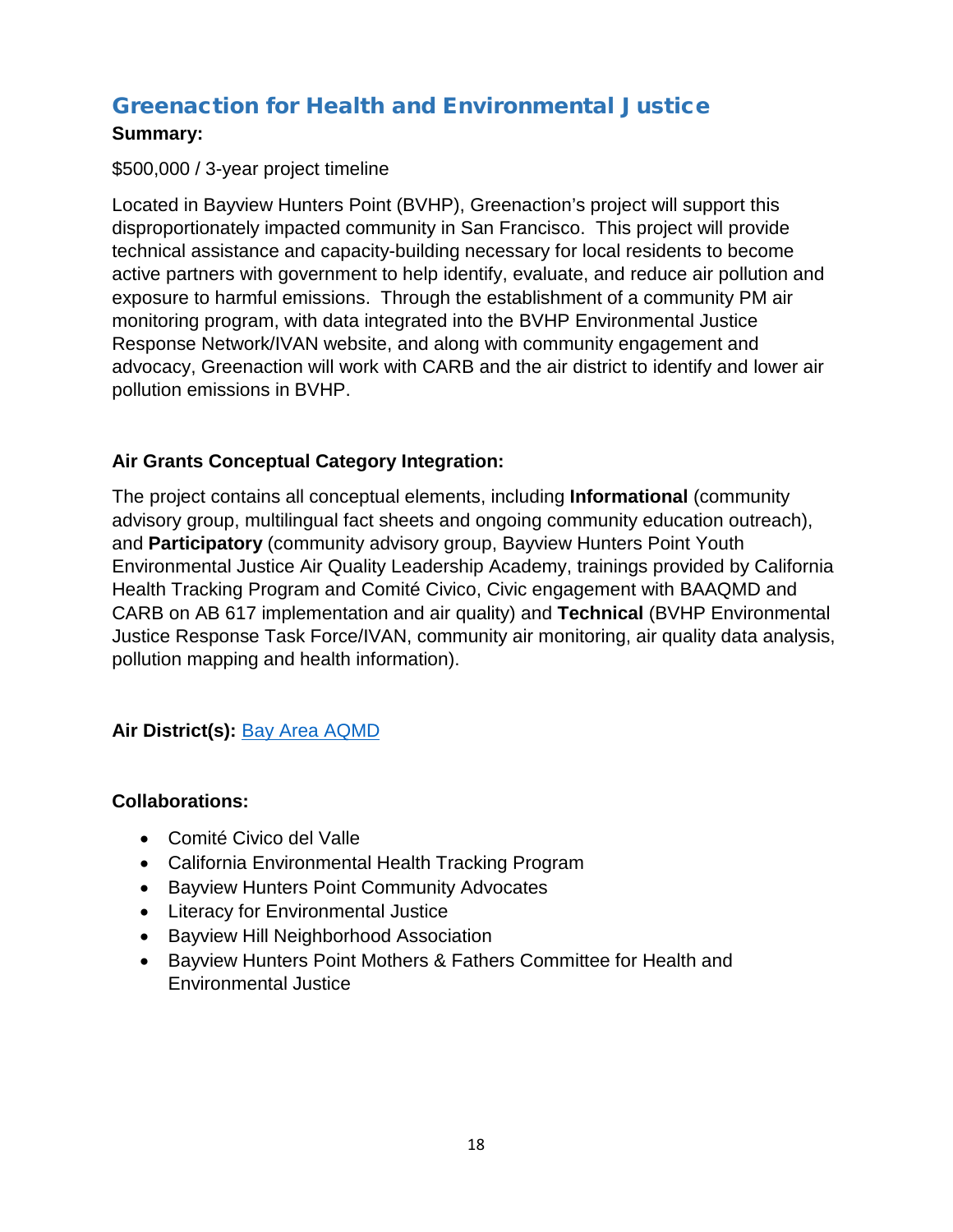## Greenaction for Health and Environmental Justice

**Summary:**

$500,000 / 3-year project timeline

Located in Bayview Hunters Point (BVHP), Greenaction's project will support this disproportionately impacted community in San Francisco. This project will provide technical assistance and capacity-building necessary for local residents to become active partners with government to help identify, evaluate, and reduce air pollution and exposure to harmful emissions. Through the establishment of a community PM air monitoring program, with data integrated into the BVHP Environmental Justice Response Network/IVAN website, and along with community engagement and advocacy, Greenaction will work with CARB and the air district to identify and lower air pollution emissions in BVHP.

**Air Grants Conceptual Category Integration:**

The project contains all conceptual elements, including **Informational** (community advisory group, multilingual fact sheets and ongoing community education outreach), and **Participatory** (community advisory group, Bayview Hunters Point Youth Environmental Justice Air Quality Leadership Academy, trainings provided by California Health Tracking Program and Comité Civico, Civic engagement with BAAQMD and CARB on AB 617 implementation and air quality) and **Technical** (BVHP Environmental Justice Response Task Force/IVAN, community air monitoring, air quality data analysis, pollution mapping and health information).

**Air District(s):** Bay Area AQMD

**Collaborations:**

- Comité Civico del Valle
- California Environmental Health Tracking Program
- Bayview Hunters Point Community Advocates
- Literacy for Environmental Justice
- Bayview Hill Neighborhood Association
- Bayview Hunters Point Mothers & Fathers Committee for Health and Environmental Justice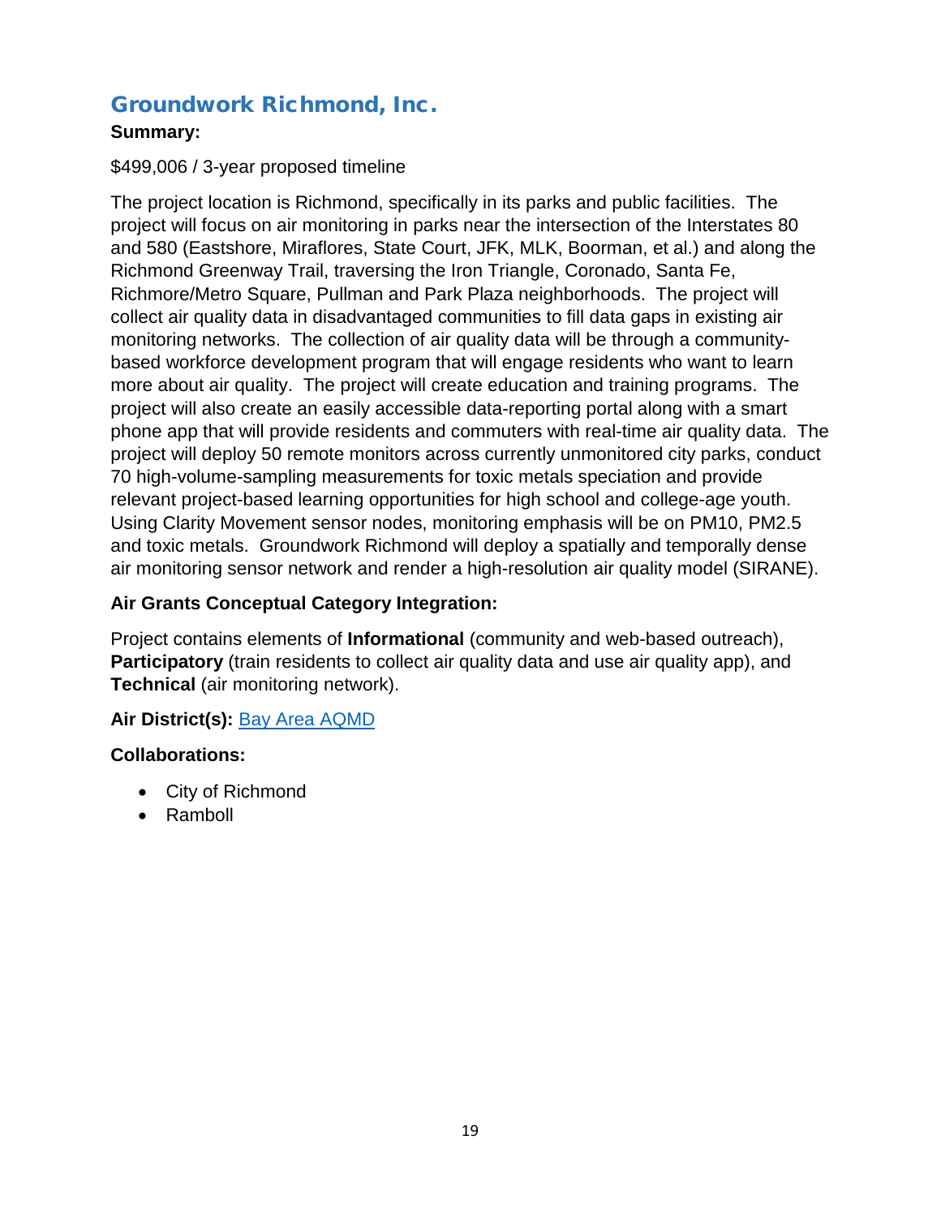## Groundwork Richmond, Inc.

**Summary:**

$499,006 / 3-year proposed timeline

The project location is Richmond, specifically in its parks and public facilities. The project will focus on air monitoring in parks near the intersection of the Interstates 80 and 580 (Eastshore, Miraflores, State Court, JFK, MLK, Boorman, et al.) and along the Richmond Greenway Trail, traversing the Iron Triangle, Coronado, Santa Fe, Richmore/Metro Square, Pullman and Park Plaza neighborhoods. The project will collect air quality data in disadvantaged communities to fill data gaps in existing air monitoring networks. The collection of air quality data will be through a community-based workforce development program that will engage residents who want to learn more about air quality. The project will create education and training programs. The project will also create an easily accessible data-reporting portal along with a smart phone app that will provide residents and commuters with real-time air quality data. The project will deploy 50 remote monitors across currently unmonitored city parks, conduct 70 high-volume-sampling measurements for toxic metals speciation and provide relevant project-based learning opportunities for high school and college-age youth. Using Clarity Movement sensor nodes, monitoring emphasis will be on PM10, PM2.5 and toxic metals. Groundwork Richmond will deploy a spatially and temporally dense air monitoring sensor network and render a high-resolution air quality model (SIRANE).

**Air Grants Conceptual Category Integration:**

Project contains elements of **Informational** (community and web-based outreach), **Participatory** (train residents to collect air quality data and use air quality app), and **Technical** (air monitoring network).

**Air District(s):** Bay Area AQMD

**Collaborations:**

- City of Richmond
- Ramboll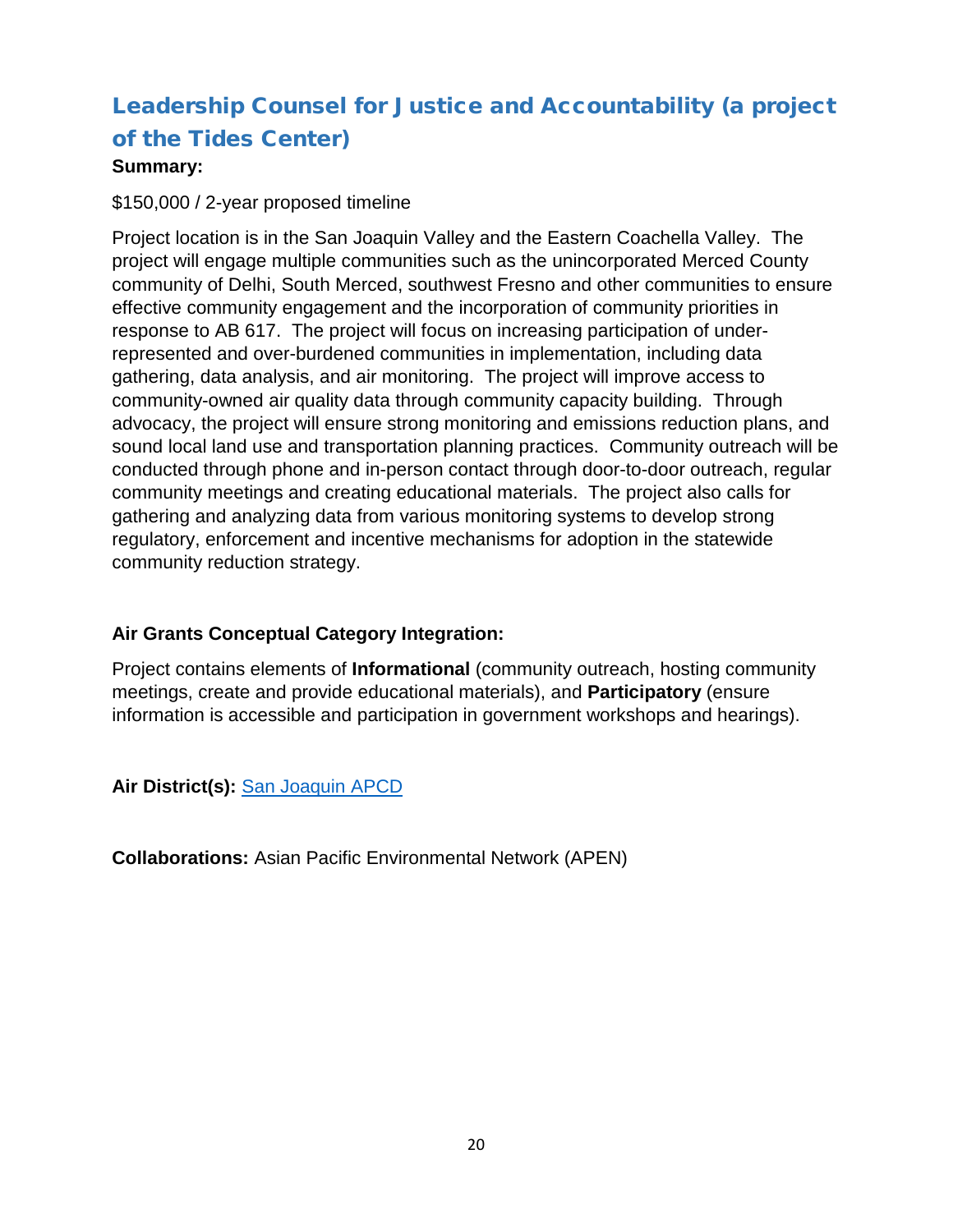## Leadership Counsel for Justice and Accountability (a project of the Tides Center)

**Summary:**

$150,000 / 2-year proposed timeline

Project location is in the San Joaquin Valley and the Eastern Coachella Valley. The project will engage multiple communities such as the unincorporated Merced County community of Delhi, South Merced, southwest Fresno and other communities to ensure effective community engagement and the incorporation of community priorities in response to AB 617. The project will focus on increasing participation of under-represented and over-burdened communities in implementation, including data gathering, data analysis, and air monitoring. The project will improve access to community-owned air quality data through community capacity building. Through advocacy, the project will ensure strong monitoring and emissions reduction plans, and sound local land use and transportation planning practices. Community outreach will be conducted through phone and in-person contact through door-to-door outreach, regular community meetings and creating educational materials. The project also calls for gathering and analyzing data from various monitoring systems to develop strong regulatory, enforcement and incentive mechanisms for adoption in the statewide community reduction strategy.

**Air Grants Conceptual Category Integration:**

Project contains elements of **Informational** (community outreach, hosting community meetings, create and provide educational materials), and **Participatory** (ensure information is accessible and participation in government workshops and hearings).

**Air District(s):** San Joaquin APCD

**Collaborations:** Asian Pacific Environmental Network (APEN)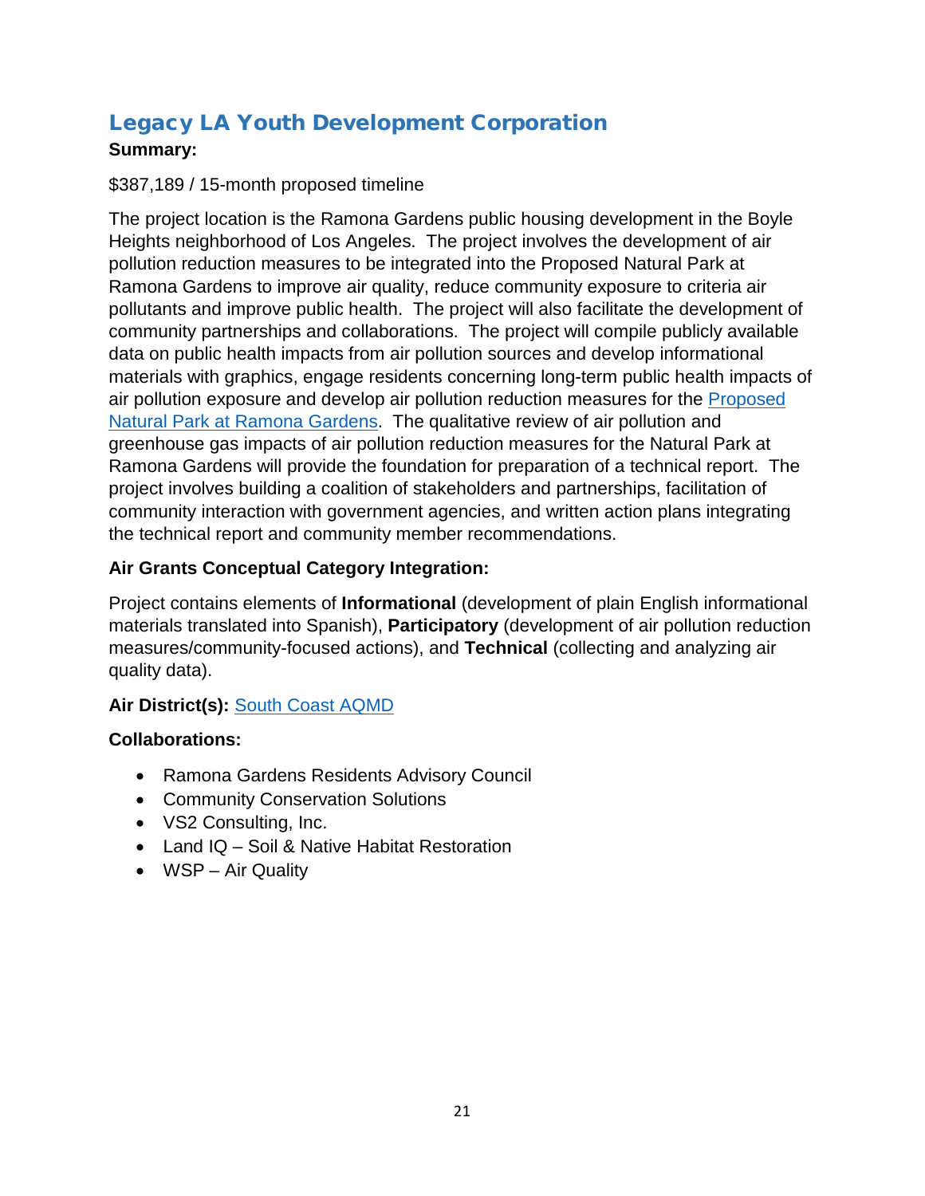## Legacy LA Youth Development Corporation

**Summary:**

$387,189 / 15-month proposed timeline

The project location is the Ramona Gardens public housing development in the Boyle Heights neighborhood of Los Angeles. The project involves the development of air pollution reduction measures to be integrated into the Proposed Natural Park at Ramona Gardens to improve air quality, reduce community exposure to criteria air pollutants and improve public health. The project will also facilitate the development of community partnerships and collaborations. The project will compile publicly available data on public health impacts from air pollution sources and develop informational materials with graphics, engage residents concerning long-term public health impacts of air pollution exposure and develop air pollution reduction measures for the Proposed Natural Park at Ramona Gardens. The qualitative review of air pollution and greenhouse gas impacts of air pollution reduction measures for the Natural Park at Ramona Gardens will provide the foundation for preparation of a technical report. The project involves building a coalition of stakeholders and partnerships, facilitation of community interaction with government agencies, and written action plans integrating the technical report and community member recommendations.

**Air Grants Conceptual Category Integration:**

Project contains elements of **Informational** (development of plain English informational materials translated into Spanish), **Participatory** (development of air pollution reduction measures/community-focused actions), and **Technical** (collecting and analyzing air quality data).

**Air District(s):** South Coast AQMD

**Collaborations:**

- Ramona Gardens Residents Advisory Council
- Community Conservation Solutions
- VS2 Consulting, Inc.
- Land IQ – Soil & Native Habitat Restoration
- WSP – Air Quality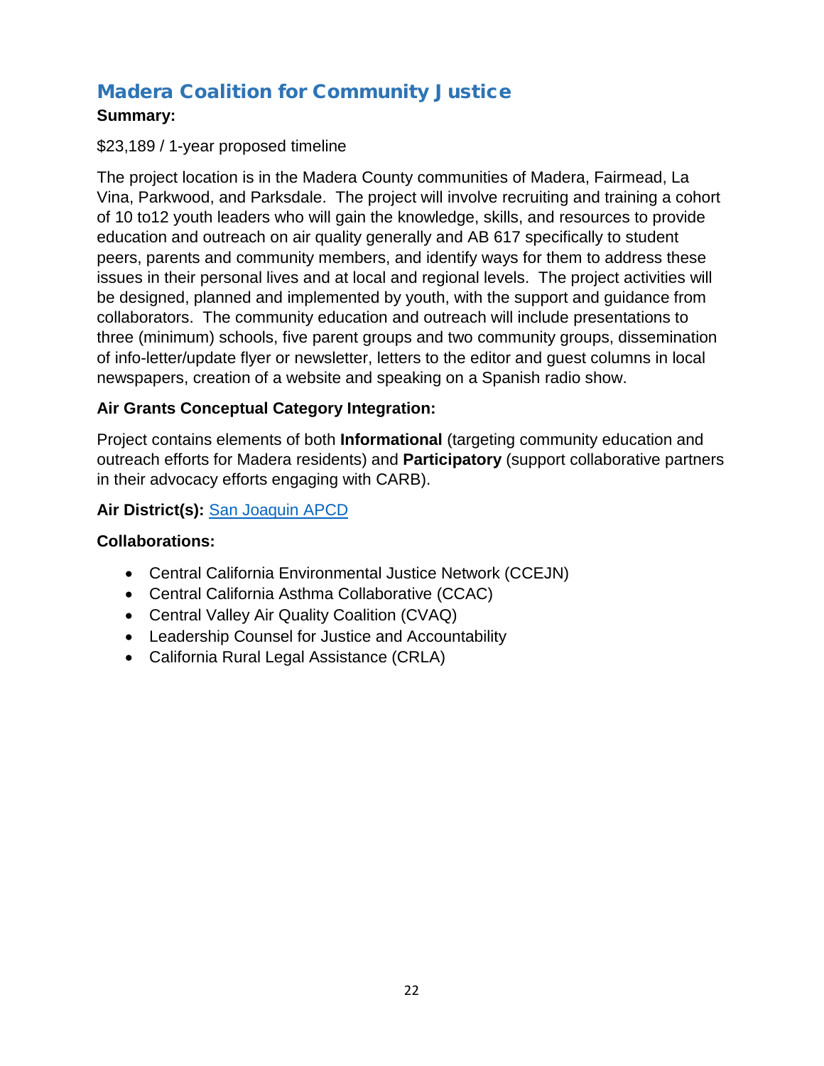## Madera Coalition for Community Justice

**Summary:**

$23,189 / 1-year proposed timeline

The project location is in the Madera County communities of Madera, Fairmead, La Vina, Parkwood, and Parksdale. The project will involve recruiting and training a cohort of 10 to12 youth leaders who will gain the knowledge, skills, and resources to provide education and outreach on air quality generally and AB 617 specifically to student peers, parents and community members, and identify ways for them to address these issues in their personal lives and at local and regional levels. The project activities will be designed, planned and implemented by youth, with the support and guidance from collaborators. The community education and outreach will include presentations to three (minimum) schools, five parent groups and two community groups, dissemination of info-letter/update flyer or newsletter, letters to the editor and guest columns in local newspapers, creation of a website and speaking on a Spanish radio show.

**Air Grants Conceptual Category Integration:**

Project contains elements of both **Informational** (targeting community education and outreach efforts for Madera residents) and **Participatory** (support collaborative partners in their advocacy efforts engaging with CARB).

**Air District(s):** San Joaquin APCD

**Collaborations:**

- Central California Environmental Justice Network (CCEJN)
- Central California Asthma Collaborative (CCAC)
- Central Valley Air Quality Coalition (CVAQ)
- Leadership Counsel for Justice and Accountability
- California Rural Legal Assistance (CRLA)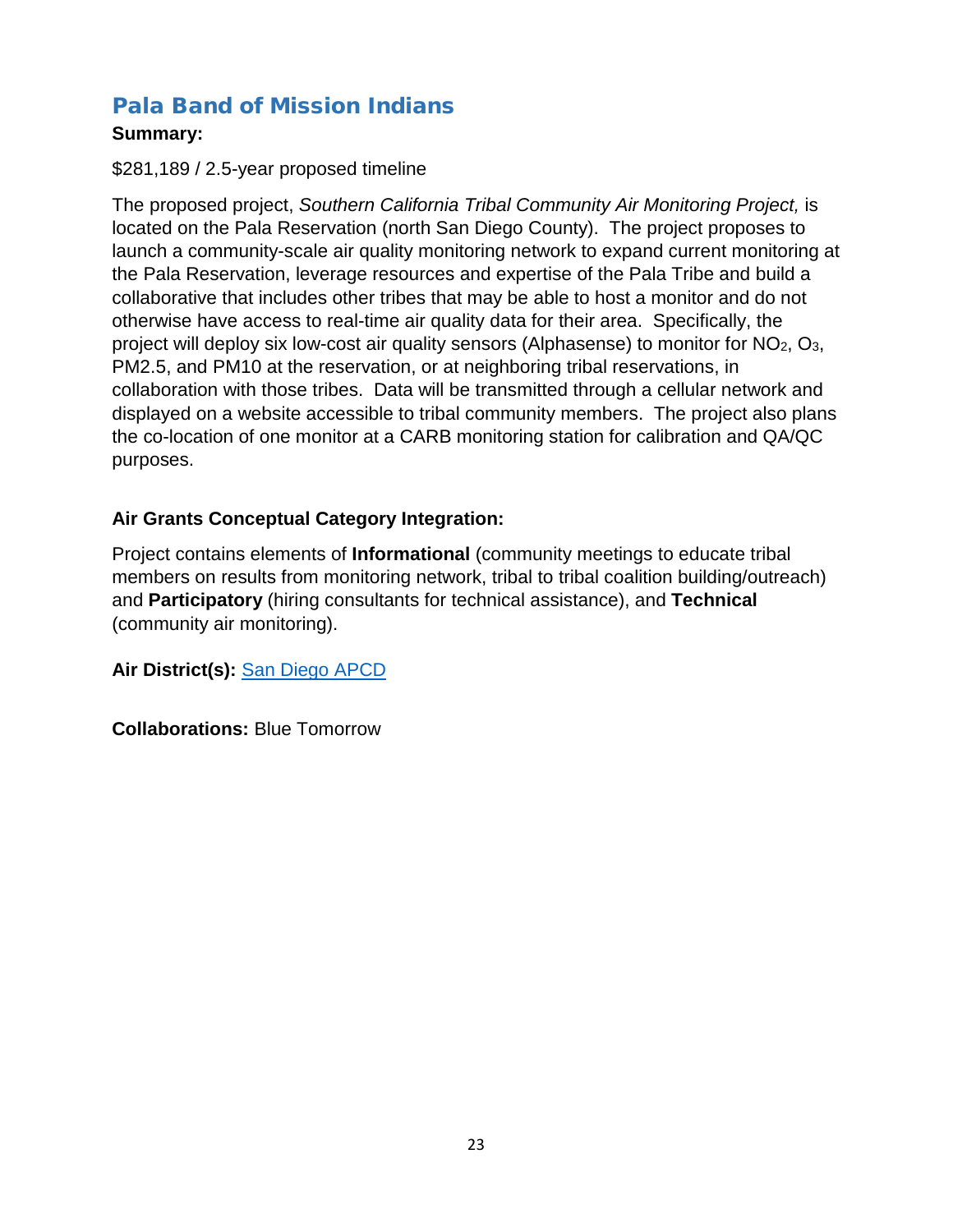## Pala Band of Mission Indians

**Summary:**

$281,189 / 2.5-year proposed timeline

The proposed project, *Southern California Tribal Community Air Monitoring Project,* is located on the Pala Reservation (north San Diego County). The project proposes to launch a community-scale air quality monitoring network to expand current monitoring at the Pala Reservation, leverage resources and expertise of the Pala Tribe and build a collaborative that includes other tribes that may be able to host a monitor and do not otherwise have access to real-time air quality data for their area. Specifically, the project will deploy six low-cost air quality sensors (Alphasense) to monitor for $NO_2$, $O_3$, PM2.5, and PM10 at the reservation, or at neighboring tribal reservations, in collaboration with those tribes. Data will be transmitted through a cellular network and displayed on a website accessible to tribal community members. The project also plans the co-location of one monitor at a CARB monitoring station for calibration and QA/QC purposes.

**Air Grants Conceptual Category Integration:**

Project contains elements of **Informational** (community meetings to educate tribal members on results from monitoring network, tribal to tribal coalition building/outreach) and **Participatory** (hiring consultants for technical assistance), and **Technical** (community air monitoring).

**Air District(s):** San Diego APCD

**Collaborations:** Blue Tomorrow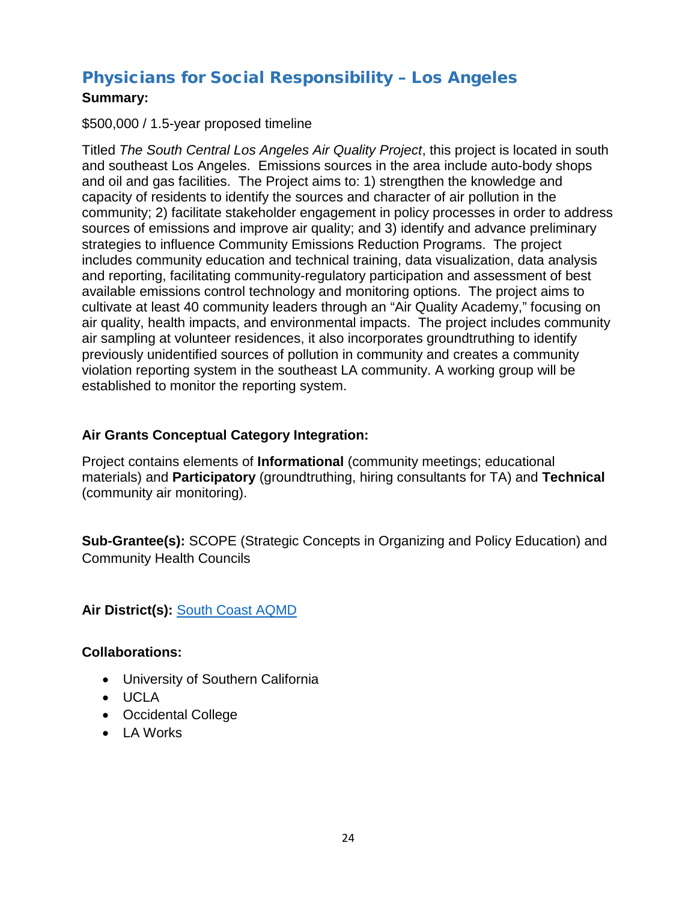## Physicians for Social Responsibility – Los Angeles

**Summary:**

$500,000 / 1.5-year proposed timeline

Titled *The South Central Los Angeles Air Quality Project*, this project is located in south and southeast Los Angeles. Emissions sources in the area include auto-body shops and oil and gas facilities. The Project aims to: 1) strengthen the knowledge and capacity of residents to identify the sources and character of air pollution in the community; 2) facilitate stakeholder engagement in policy processes in order to address sources of emissions and improve air quality; and 3) identify and advance preliminary strategies to influence Community Emissions Reduction Programs. The project includes community education and technical training, data visualization, data analysis and reporting, facilitating community-regulatory participation and assessment of best available emissions control technology and monitoring options. The project aims to cultivate at least 40 community leaders through an "Air Quality Academy," focusing on air quality, health impacts, and environmental impacts. The project includes community air sampling at volunteer residences, it also incorporates groundtruthing to identify previously unidentified sources of pollution in community and creates a community violation reporting system in the southeast LA community. A working group will be established to monitor the reporting system.

**Air Grants Conceptual Category Integration:**

Project contains elements of **Informational** (community meetings; educational materials) and **Participatory** (groundtruthing, hiring consultants for TA) and **Technical** (community air monitoring).

**Sub-Grantee(s):** SCOPE (Strategic Concepts in Organizing and Policy Education) and Community Health Councils

**Air District(s):** South Coast AQMD

**Collaborations:**

- University of Southern California
- UCLA
- Occidental College
- LA Works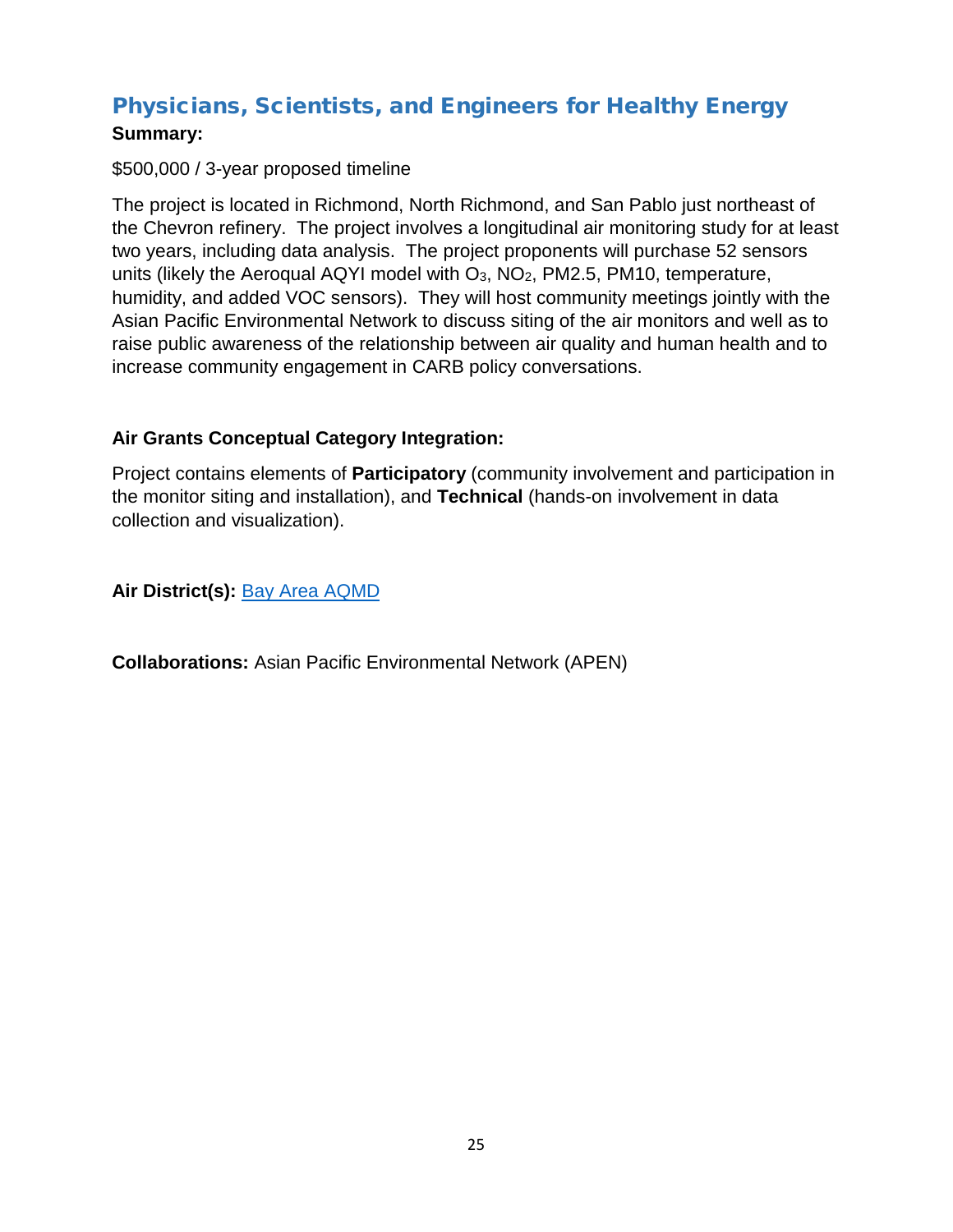## Physicians, Scientists, and Engineers for Healthy Energy

**Summary:**

$500,000 / 3-year proposed timeline

The project is located in Richmond, North Richmond, and San Pablo just northeast of the Chevron refinery. The project involves a longitudinal air monitoring study for at least two years, including data analysis. The project proponents will purchase 52 sensors units (likely the Aeroqual AQYI model with $O_3$, $NO_2$, PM2.5, PM10, temperature, humidity, and added VOC sensors). They will host community meetings jointly with the Asian Pacific Environmental Network to discuss siting of the air monitors and well as to raise public awareness of the relationship between air quality and human health and to increase community engagement in CARB policy conversations.

**Air Grants Conceptual Category Integration:**

Project contains elements of **Participatory** (community involvement and participation in the monitor siting and installation), and **Technical** (hands-on involvement in data collection and visualization).

**Air District(s):** Bay Area AQMD

**Collaborations:** Asian Pacific Environmental Network (APEN)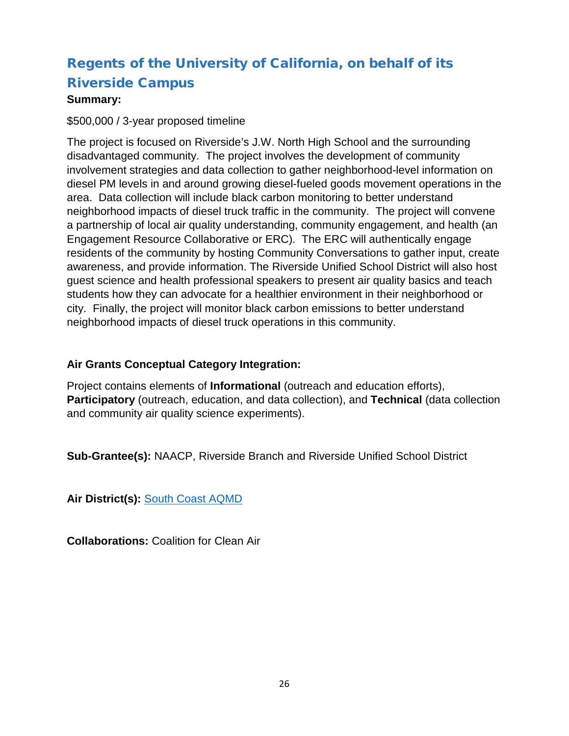## Regents of the University of California, on behalf of its Riverside Campus

**Summary:**

$500,000 / 3-year proposed timeline

The project is focused on Riverside's J.W. North High School and the surrounding disadvantaged community. The project involves the development of community involvement strategies and data collection to gather neighborhood-level information on diesel PM levels in and around growing diesel-fueled goods movement operations in the area. Data collection will include black carbon monitoring to better understand neighborhood impacts of diesel truck traffic in the community. The project will convene a partnership of local air quality understanding, community engagement, and health (an Engagement Resource Collaborative or ERC). The ERC will authentically engage residents of the community by hosting Community Conversations to gather input, create awareness, and provide information. The Riverside Unified School District will also host guest science and health professional speakers to present air quality basics and teach students how they can advocate for a healthier environment in their neighborhood or city. Finally, the project will monitor black carbon emissions to better understand neighborhood impacts of diesel truck operations in this community.

**Air Grants Conceptual Category Integration:**

Project contains elements of **Informational** (outreach and education efforts), **Participatory** (outreach, education, and data collection), and **Technical** (data collection and community air quality science experiments).

**Sub-Grantee(s):** NAACP, Riverside Branch and Riverside Unified School District

**Air District(s):** South Coast AQMD

**Collaborations:** Coalition for Clean Air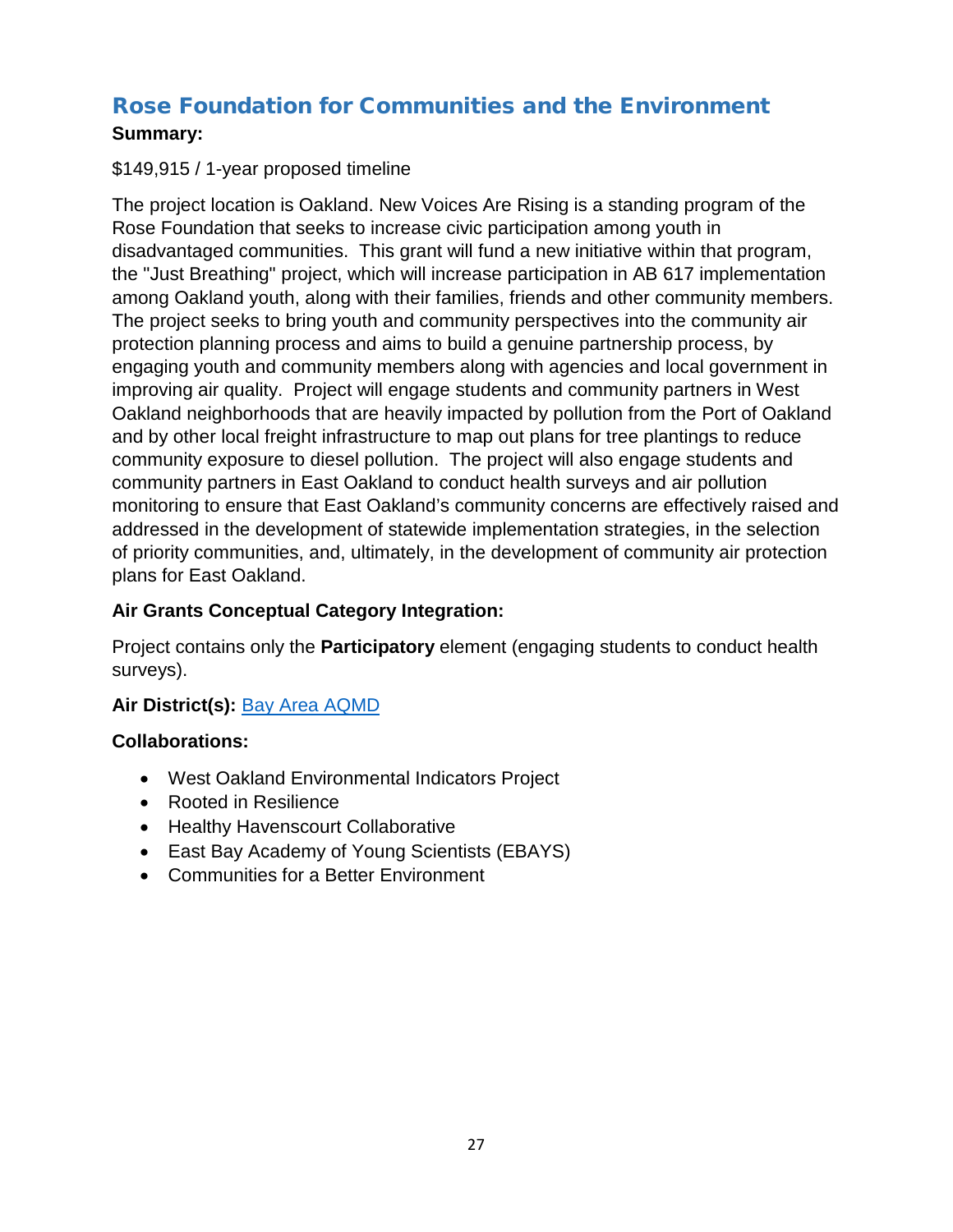## Rose Foundation for Communities and the Environment

**Summary:**

$149,915 / 1-year proposed timeline

The project location is Oakland. New Voices Are Rising is a standing program of the Rose Foundation that seeks to increase civic participation among youth in disadvantaged communities. This grant will fund a new initiative within that program, the "Just Breathing" project, which will increase participation in AB 617 implementation among Oakland youth, along with their families, friends and other community members. The project seeks to bring youth and community perspectives into the community air protection planning process and aims to build a genuine partnership process, by engaging youth and community members along with agencies and local government in improving air quality. Project will engage students and community partners in West Oakland neighborhoods that are heavily impacted by pollution from the Port of Oakland and by other local freight infrastructure to map out plans for tree plantings to reduce community exposure to diesel pollution. The project will also engage students and community partners in East Oakland to conduct health surveys and air pollution monitoring to ensure that East Oakland's community concerns are effectively raised and addressed in the development of statewide implementation strategies, in the selection of priority communities, and, ultimately, in the development of community air protection plans for East Oakland.

**Air Grants Conceptual Category Integration:**

Project contains only the **Participatory** element (engaging students to conduct health surveys).

**Air District(s):** Bay Area AQMD

**Collaborations:**

- West Oakland Environmental Indicators Project
- Rooted in Resilience
- Healthy Havenscourt Collaborative
- East Bay Academy of Young Scientists (EBAYS)
- Communities for a Better Environment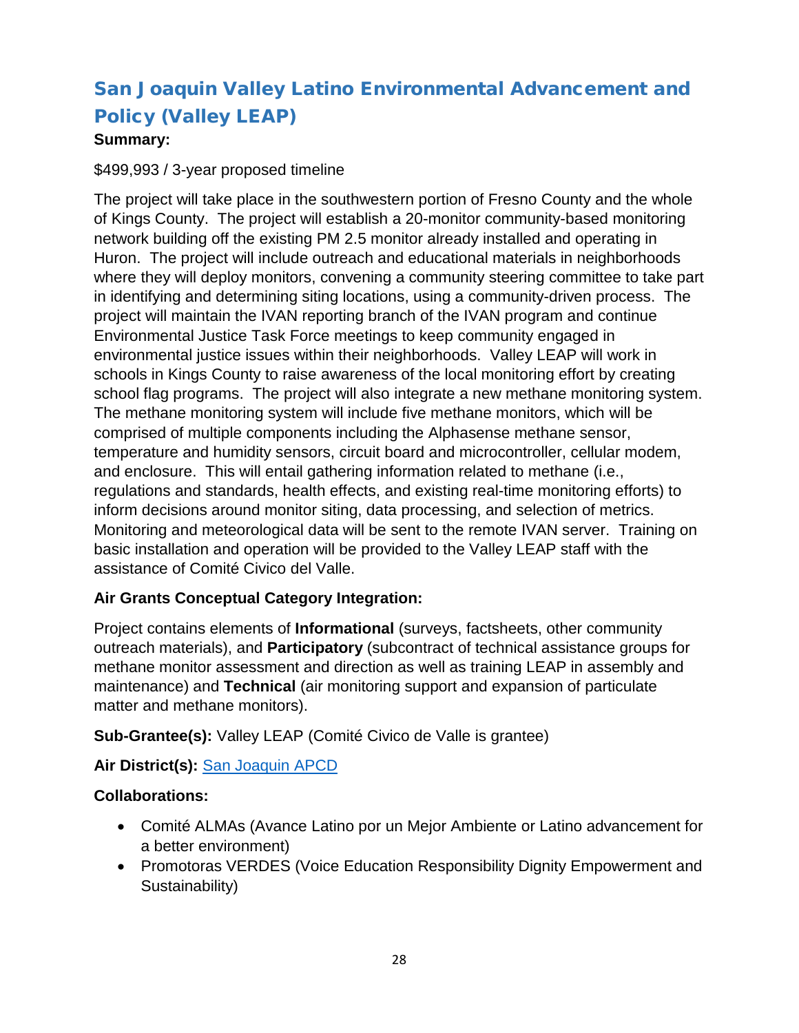## San Joaquin Valley Latino Environmental Advancement and Policy (Valley LEAP)

**Summary:**

$499,993 / 3-year proposed timeline

The project will take place in the southwestern portion of Fresno County and the whole of Kings County. The project will establish a 20-monitor community-based monitoring network building off the existing PM 2.5 monitor already installed and operating in Huron. The project will include outreach and educational materials in neighborhoods where they will deploy monitors, convening a community steering committee to take part in identifying and determining siting locations, using a community-driven process. The project will maintain the IVAN reporting branch of the IVAN program and continue Environmental Justice Task Force meetings to keep community engaged in environmental justice issues within their neighborhoods. Valley LEAP will work in schools in Kings County to raise awareness of the local monitoring effort by creating school flag programs. The project will also integrate a new methane monitoring system. The methane monitoring system will include five methane monitors, which will be comprised of multiple components including the Alphasense methane sensor, temperature and humidity sensors, circuit board and microcontroller, cellular modem, and enclosure. This will entail gathering information related to methane (i.e., regulations and standards, health effects, and existing real-time monitoring efforts) to inform decisions around monitor siting, data processing, and selection of metrics. Monitoring and meteorological data will be sent to the remote IVAN server. Training on basic installation and operation will be provided to the Valley LEAP staff with the assistance of Comité Civico del Valle.

**Air Grants Conceptual Category Integration:**

Project contains elements of **Informational** (surveys, factsheets, other community outreach materials), and **Participatory** (subcontract of technical assistance groups for methane monitor assessment and direction as well as training LEAP in assembly and maintenance) and **Technical** (air monitoring support and expansion of particulate matter and methane monitors).

**Sub-Grantee(s):** Valley LEAP (Comité Civico de Valle is grantee)

**Air District(s):** San Joaquin APCD

**Collaborations:**

- Comité ALMAs (Avance Latino por un Mejor Ambiente or Latino advancement for a better environment)
- Promotoras VERDES (Voice Education Responsibility Dignity Empowerment and Sustainability)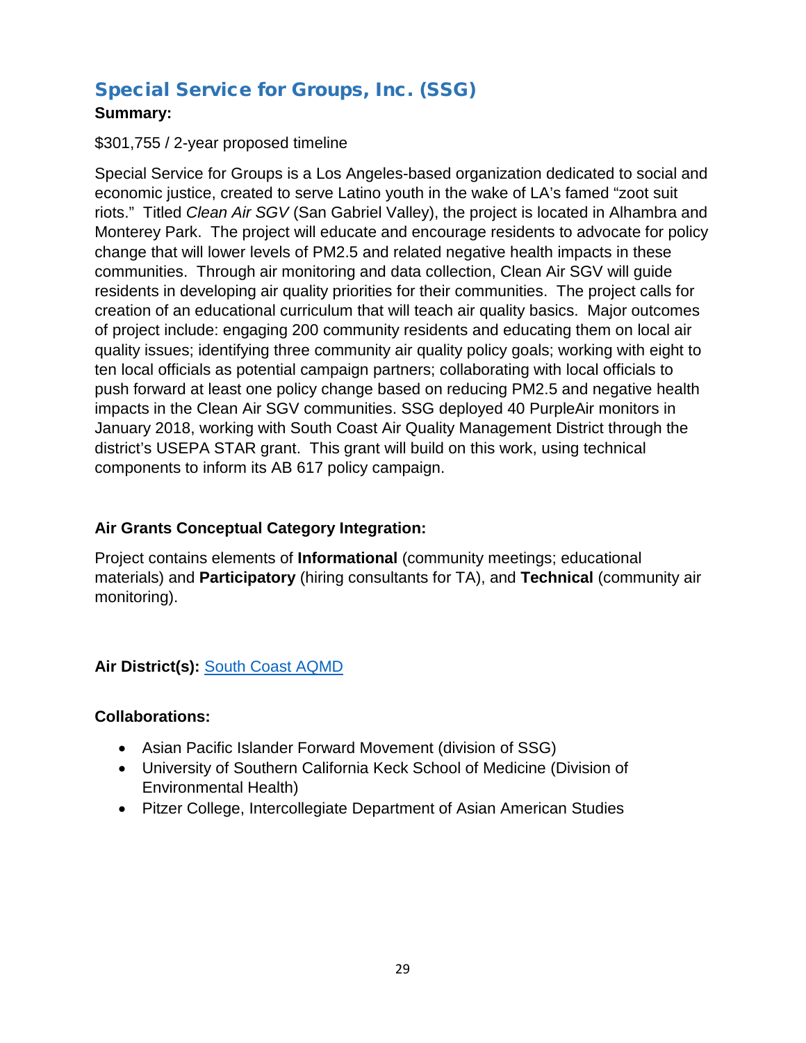## Special Service for Groups, Inc. (SSG)

**Summary:**

$301,755 / 2-year proposed timeline

Special Service for Groups is a Los Angeles-based organization dedicated to social and economic justice, created to serve Latino youth in the wake of LA's famed "zoot suit riots." Titled *Clean Air SGV* (San Gabriel Valley), the project is located in Alhambra and Monterey Park. The project will educate and encourage residents to advocate for policy change that will lower levels of PM2.5 and related negative health impacts in these communities. Through air monitoring and data collection, Clean Air SGV will guide residents in developing air quality priorities for their communities. The project calls for creation of an educational curriculum that will teach air quality basics. Major outcomes of project include: engaging 200 community residents and educating them on local air quality issues; identifying three community air quality policy goals; working with eight to ten local officials as potential campaign partners; collaborating with local officials to push forward at least one policy change based on reducing PM2.5 and negative health impacts in the Clean Air SGV communities. SSG deployed 40 PurpleAir monitors in January 2018, working with South Coast Air Quality Management District through the district's USEPA STAR grant. This grant will build on this work, using technical components to inform its AB 617 policy campaign.

**Air Grants Conceptual Category Integration:**

Project contains elements of **Informational** (community meetings; educational materials) and **Participatory** (hiring consultants for TA), and **Technical** (community air monitoring).

**Air District(s):** South Coast AQMD

**Collaborations:**

- Asian Pacific Islander Forward Movement (division of SSG)
- University of Southern California Keck School of Medicine (Division of Environmental Health)
- Pitzer College, Intercollegiate Department of Asian American Studies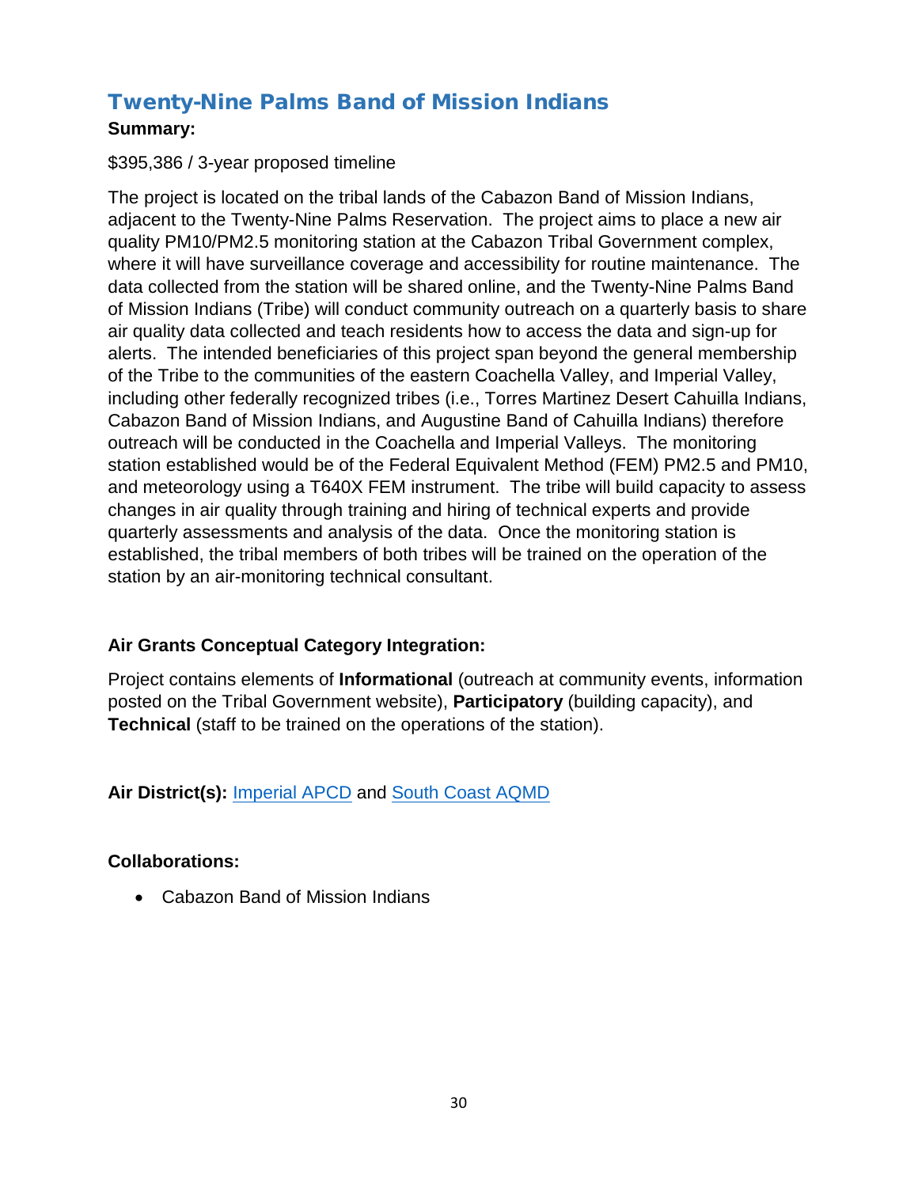## Twenty-Nine Palms Band of Mission Indians

**Summary:**

$395,386 / 3-year proposed timeline

The project is located on the tribal lands of the Cabazon Band of Mission Indians, adjacent to the Twenty-Nine Palms Reservation. The project aims to place a new air quality PM10/PM2.5 monitoring station at the Cabazon Tribal Government complex, where it will have surveillance coverage and accessibility for routine maintenance. The data collected from the station will be shared online, and the Twenty-Nine Palms Band of Mission Indians (Tribe) will conduct community outreach on a quarterly basis to share air quality data collected and teach residents how to access the data and sign-up for alerts. The intended beneficiaries of this project span beyond the general membership of the Tribe to the communities of the eastern Coachella Valley, and Imperial Valley, including other federally recognized tribes (i.e., Torres Martinez Desert Cahuilla Indians, Cabazon Band of Mission Indians, and Augustine Band of Cahuilla Indians) therefore outreach will be conducted in the Coachella and Imperial Valleys. The monitoring station established would be of the Federal Equivalent Method (FEM) PM2.5 and PM10, and meteorology using a T640X FEM instrument. The tribe will build capacity to assess changes in air quality through training and hiring of technical experts and provide quarterly assessments and analysis of the data. Once the monitoring station is established, the tribal members of both tribes will be trained on the operation of the station by an air-monitoring technical consultant.

**Air Grants Conceptual Category Integration:**

Project contains elements of **Informational** (outreach at community events, information posted on the Tribal Government website), **Participatory** (building capacity), and **Technical** (staff to be trained on the operations of the station).

**Air District(s):** Imperial APCD and South Coast AQMD

**Collaborations:**

- Cabazon Band of Mission Indians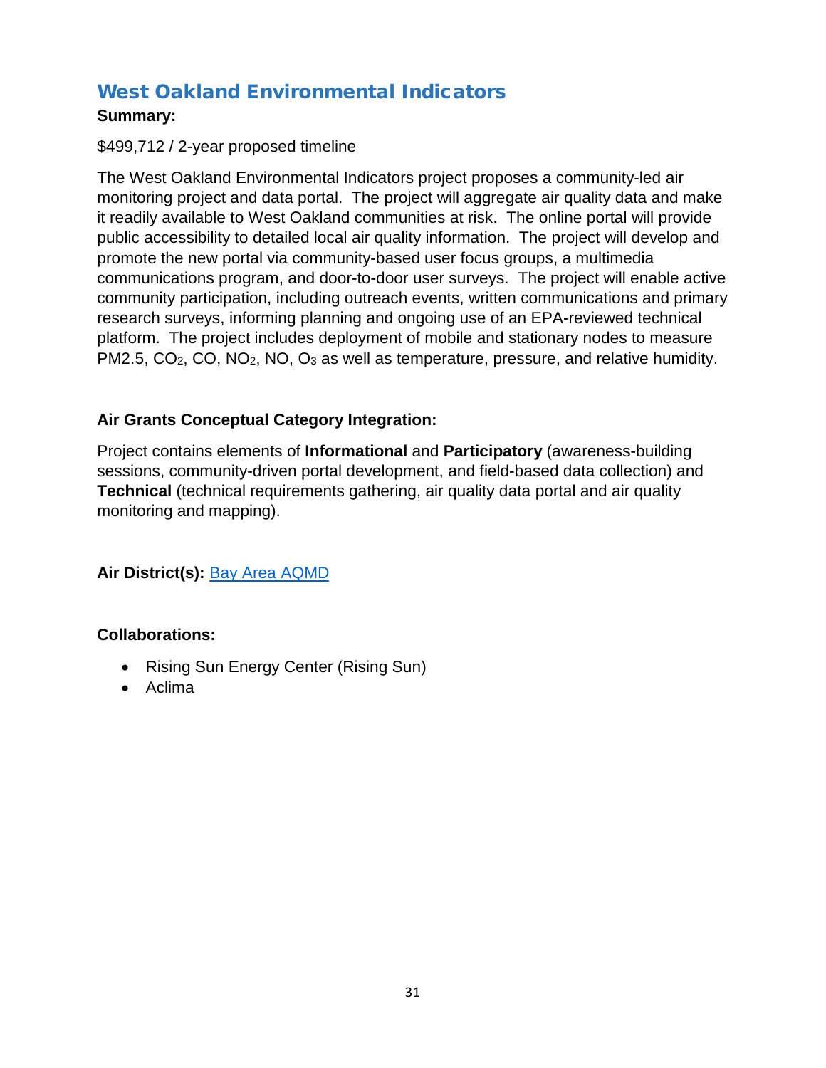## West Oakland Environmental Indicators

**Summary:**

$499,712 / 2-year proposed timeline

The West Oakland Environmental Indicators project proposes a community-led air monitoring project and data portal. The project will aggregate air quality data and make it readily available to West Oakland communities at risk. The online portal will provide public accessibility to detailed local air quality information. The project will develop and promote the new portal via community-based user focus groups, a multimedia communications program, and door-to-door user surveys. The project will enable active community participation, including outreach events, written communications and primary research surveys, informing planning and ongoing use of an EPA-reviewed technical platform. The project includes deployment of mobile and stationary nodes to measure PM2.5, $CO_2$, CO, $NO_2$, NO, $O_3$ as well as temperature, pressure, and relative humidity.

**Air Grants Conceptual Category Integration:**

Project contains elements of **Informational** and **Participatory** (awareness-building sessions, community-driven portal development, and field-based data collection) and **Technical** (technical requirements gathering, air quality data portal and air quality monitoring and mapping).

**Air District(s):** Bay Area AQMD

**Collaborations:**

- Rising Sun Energy Center (Rising Sun)
- Aclima